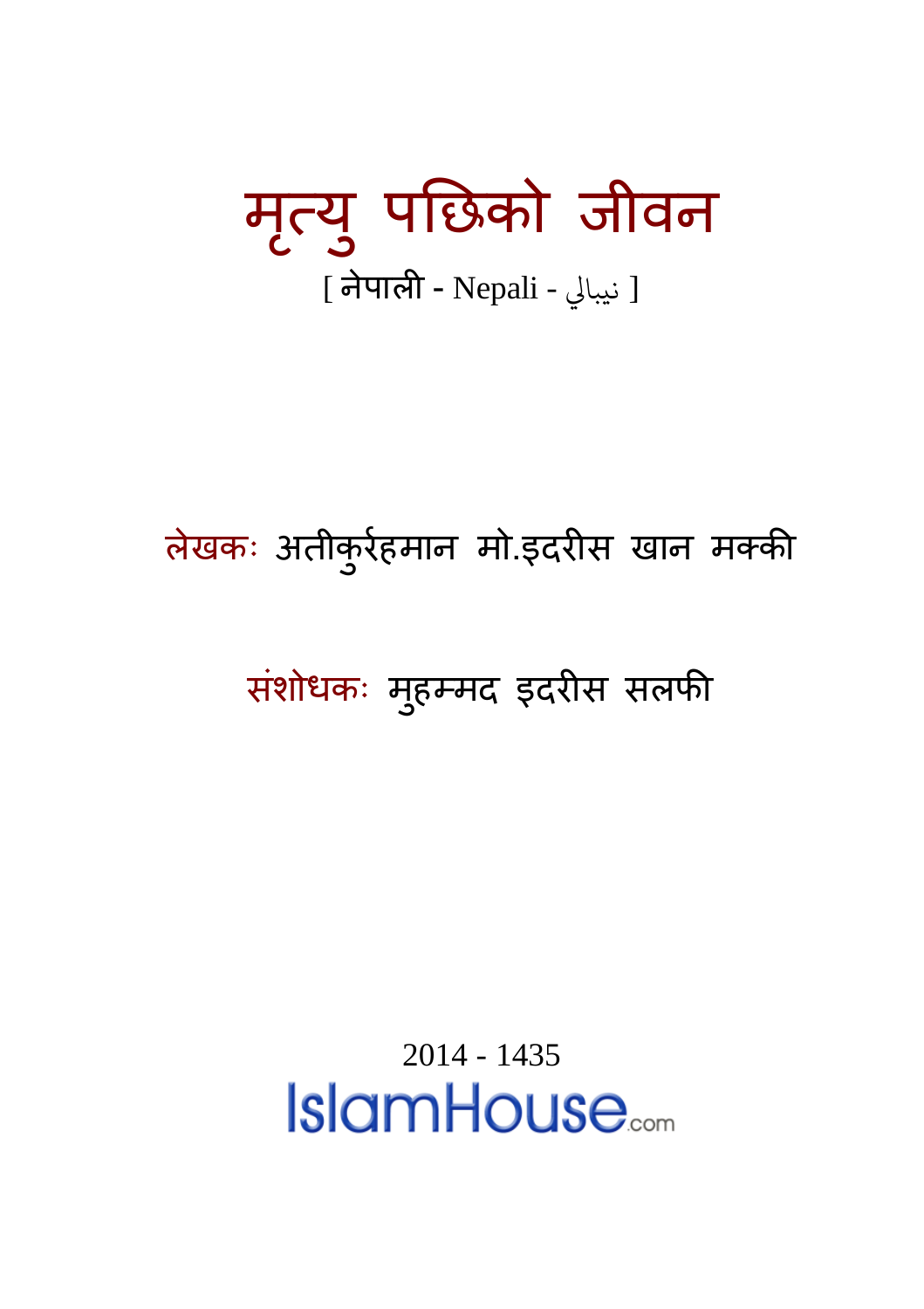# मृत्यु पछिको जीवन

[ नेपाली - Nepali - نيبالي ]

लेखकः अतीकुर्रहमान मो.इदरीस खान मक्की

संशोधकः मुहम्मद इदरीस सलफी

2014 - 1435

IslamHouse.com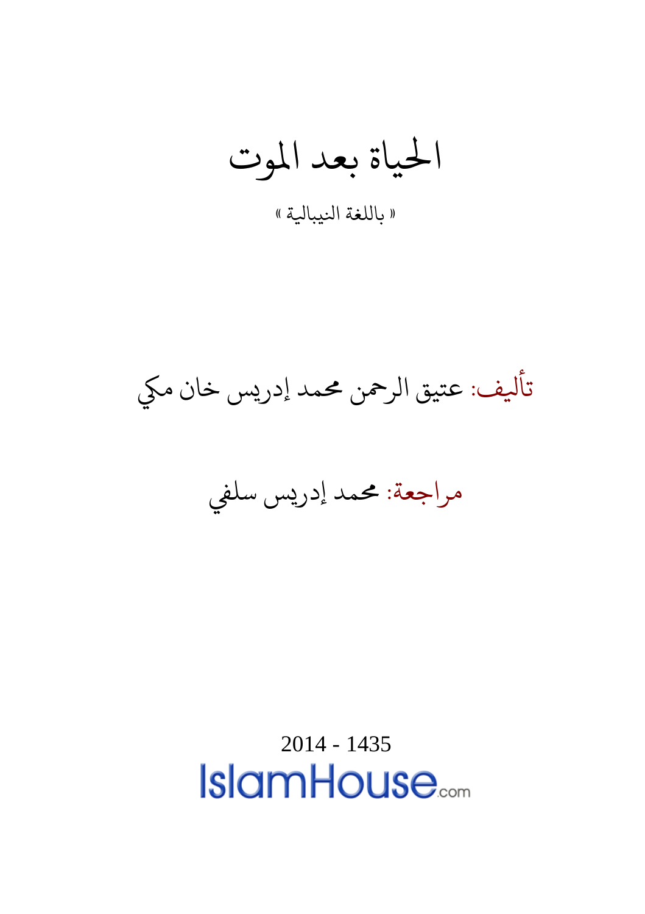# الحياة بعد الموت

« باللغة النيبالية »

تأليف: عتيق الرحمن محمد إدريس خان مكي

مراجعة: محمد إدريس سلفي

2014 - 1435

IslamHouse.com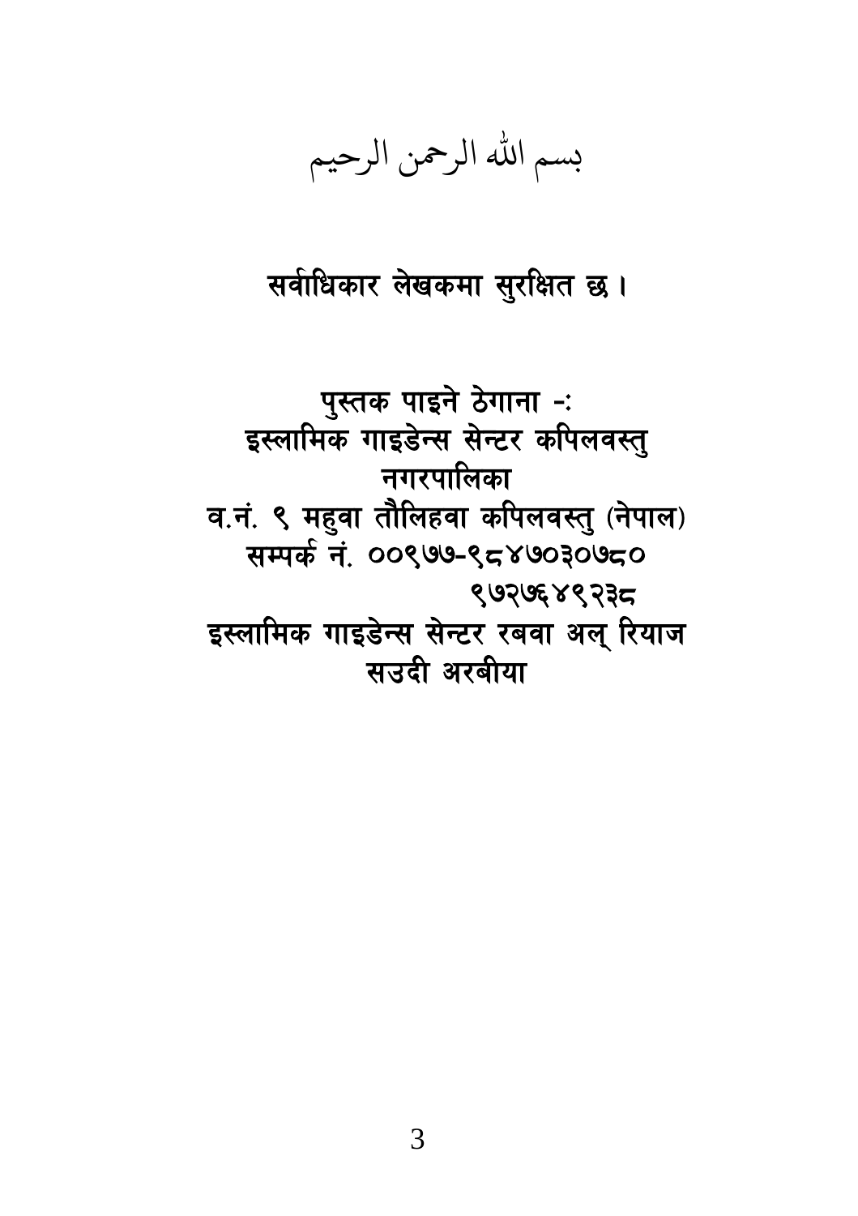بسم الله الرحمن الرحيم

सर्वाधिकार लेखकमा सुरक्षित छ ।

पुस्तक पाइने ठेगाना -:
इस्लामिक गाइडेन्स सेन्टर कपिलवस्तु नगरपालिका
व.नं. ९ महुवा तौलिहवा कपिलवस्तु (नेपाल)
सम्पर्क नं. ००९७७-९८४७०३०७८०
९७२७६४९२३८
इस्लामिक गाइडेन्स सेन्टर रबवा अल् रियाज
सउदी अरबीया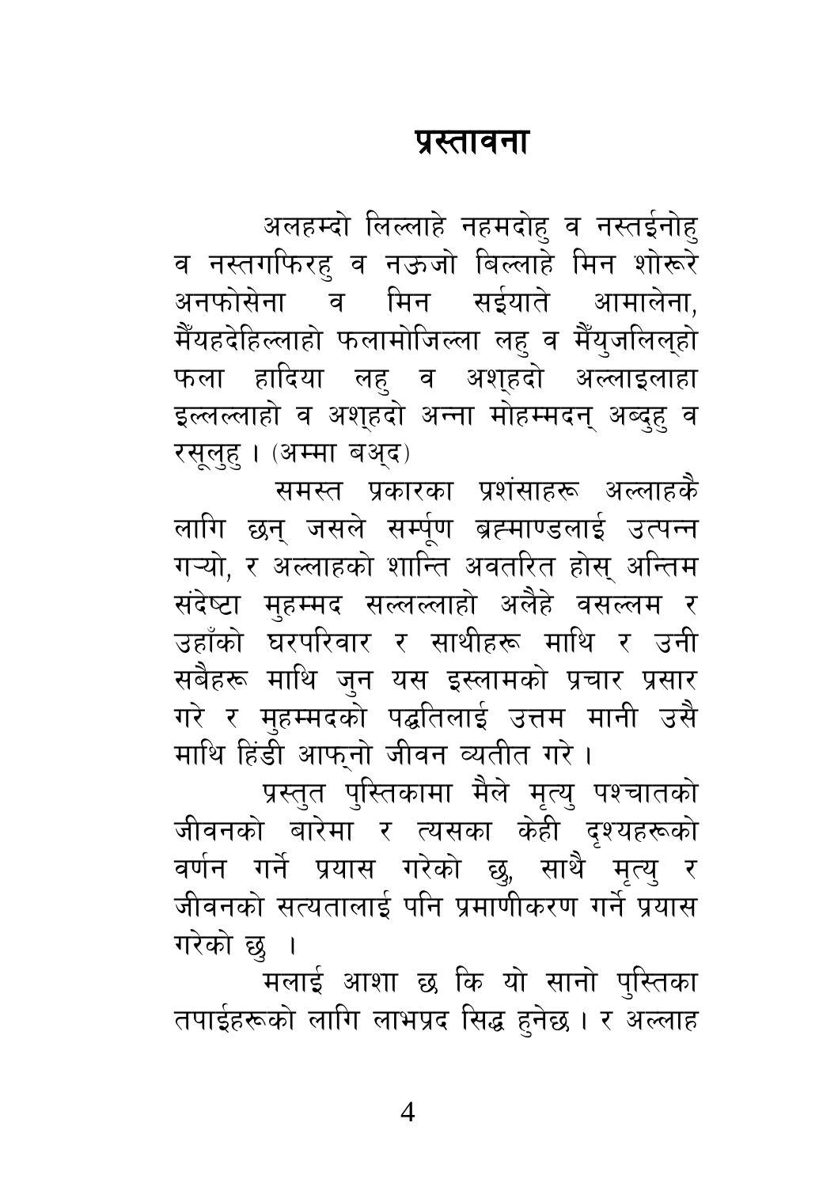# प्रस्तावना

अलहम्दो लिल्लाहे नहमदोहु व नस्तईनोहु व नस्तगफिरहु व नऊजो बिल्लाहे मिन शोरूरे अनफोसेना व मिन सईयाते आमालेना, मैंयहदेहिल्लाहो फलामोजिल्ला लहु व मैंयुजलिल्हो फला हादिया लहु व अश्हदो अल्लाइलाहा इल्लल्लाहो व अश्हदो अन्ना मोहम्मदन् अब्दुहु व रसूलुहु । (अम्मा बअ्द)

समस्त प्रकारका प्रशंसाहरू अल्लाहकै लागि छन् जसले सर्म्पूण ब्रह्माण्डलाई उत्पन्न गऱ्यो, र अल्लाहको शान्ति अवतरित होस् अन्तिम संदेष्टा मुहम्मद सल्लल्लाहो अलैहे वसल्लम र उहाँको घरपरिवार र साथीहरू माथि र उनी सबैहरू माथि जुन यस इस्लामको प्रचार प्रसार गरे र मुहम्मदको पद्धतिलाई उत्तम मानी उसै माथि हिंडी आफ्नो जीवन व्यतीत गरे ।

प्रस्तुत पुस्तिकामा मैले मृत्यु पश्चातको जीवनको बारेमा र त्यसका केही दृश्यहरूको वर्णन गर्ने प्रयास गरेको छु, साथै मृत्यु र जीवनको सत्यतालाई पनि प्रमाणीकरण गर्ने प्रयास गरेको छु ।

मलाई आशा छ कि यो सानो पुस्तिका तपाईहरूको लागि लाभप्रद सिद्ध हुनेछ । र अल्लाह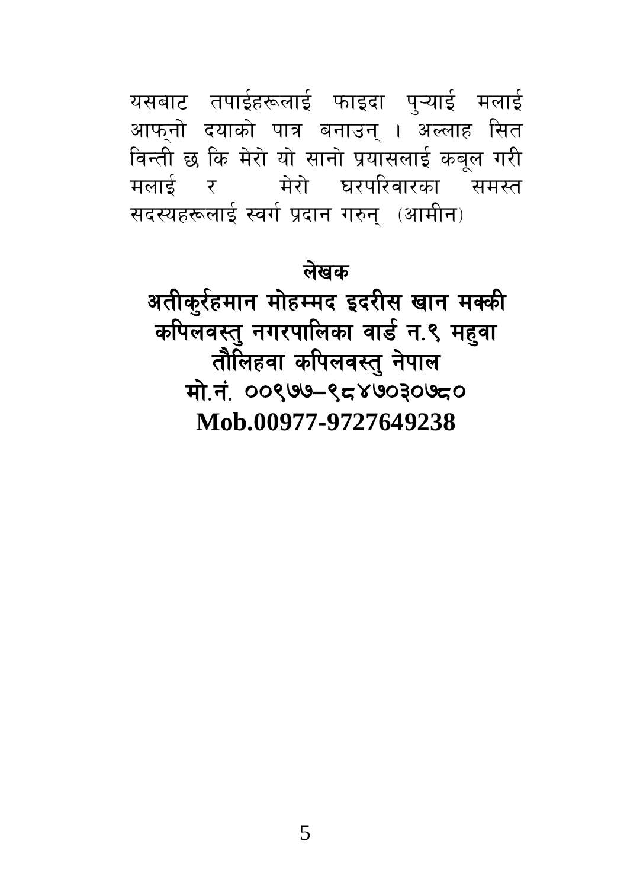यसबाट तपाईहरूलाई फाइदा पुऱ्याई मलाई आफ्नो दयाको पात्र बनाउन् । अल्लाह सित विन्ती छ कि मेरो यो सानो प्रयासलाई कबूल गरी मलाई र मेरो घरपरिवारका समस्त सदस्यहरूलाई स्वर्ग प्रदान गरुन् (आमीन)

**लेखक**

**अतीकुर्रहमान मोहम्मद इदरीस खान मक्की**
**कपिलवस्तु नगरपालिका वार्ड न.९ महुवा**
**तौलिहवा कपिलवस्तु नेपाल**
**मो.नं. ००९७७–९८४७०३०७८०**
**Mob.00977-9727649238**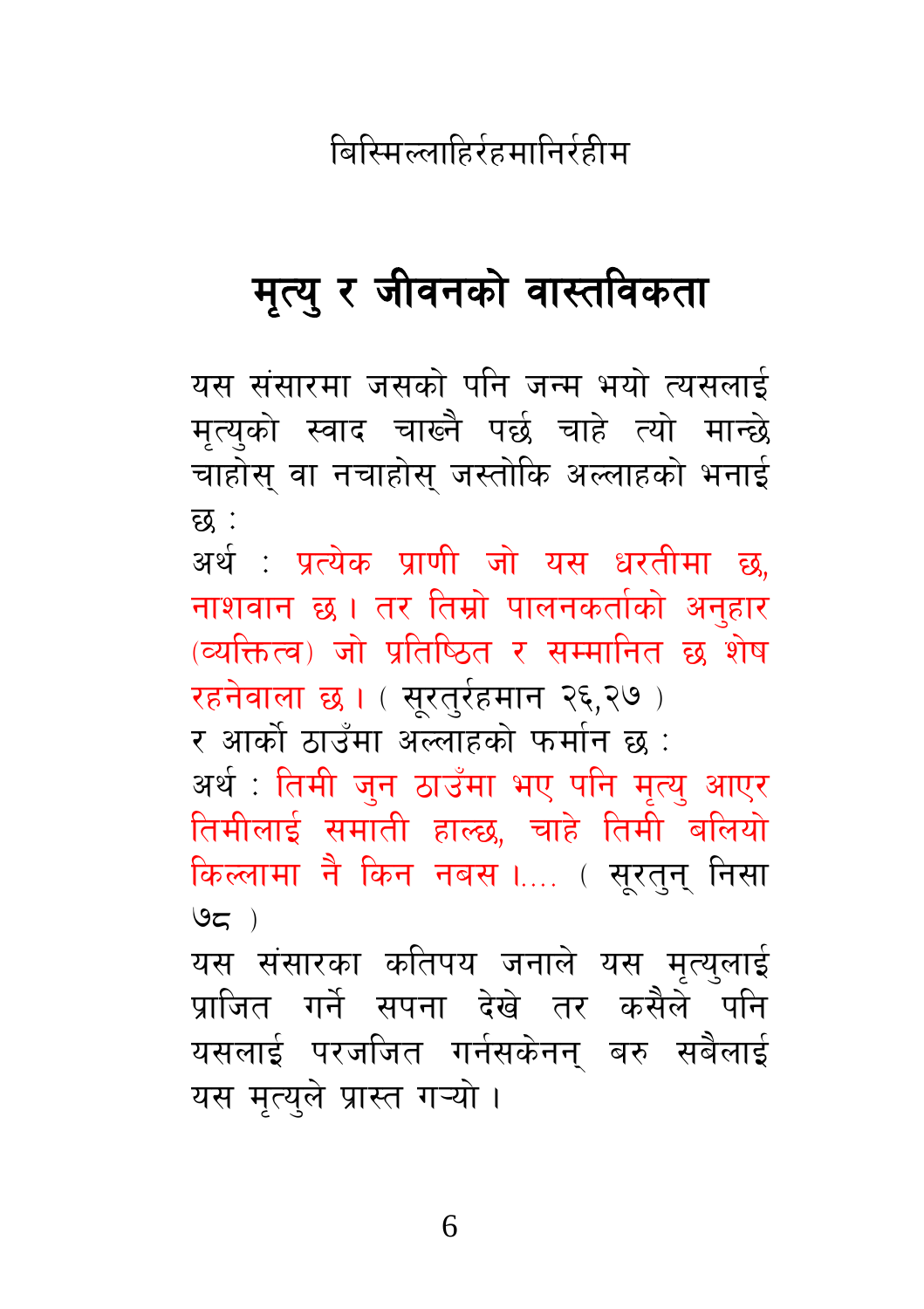बिस्मिल्लाहिर्रहमानिर्रहीम

# मृत्यु र जीवनको वास्तविकता

यस संसारमा जसको पनि जन्म भयो त्यसलाई मृत्युको स्वाद चाख्नै पर्छ चाहे त्यो मान्छे चाहोस् वा नचाहोस् जस्तोकि अल्लाहको भनाई छ :

अर्थ : प्रत्येक प्राणी जो यस धरतीमा छ, नाशवान छ । तर तिम्रो पालनकर्ताको अनुहार (व्यक्तित्व) जो प्रतिष्ठित र सम्मानित छ शेष रहनेवाला छ । ( सूरतुर्रहमान २६,२७ )

र आर्को ठाउँमा अल्लाहको फर्मान छ :

अर्थ : तिमी जुन ठाउँमा भए पनि मृत्यु आएर तिमीलाई समाती हाल्छ, चाहे तिमी बलियो किल्लामा नै किन नबस ।.... ( सूरतुन् निसा ७८ )

यस संसारका कतिपय जनाले यस मृत्युलाई प्राजित गर्ने सपना देखे तर कसैले पनि यसलाई परजजित गर्नसकेनन् बरु सबैलाई यस मृत्युले प्रास्त गऱ्यो ।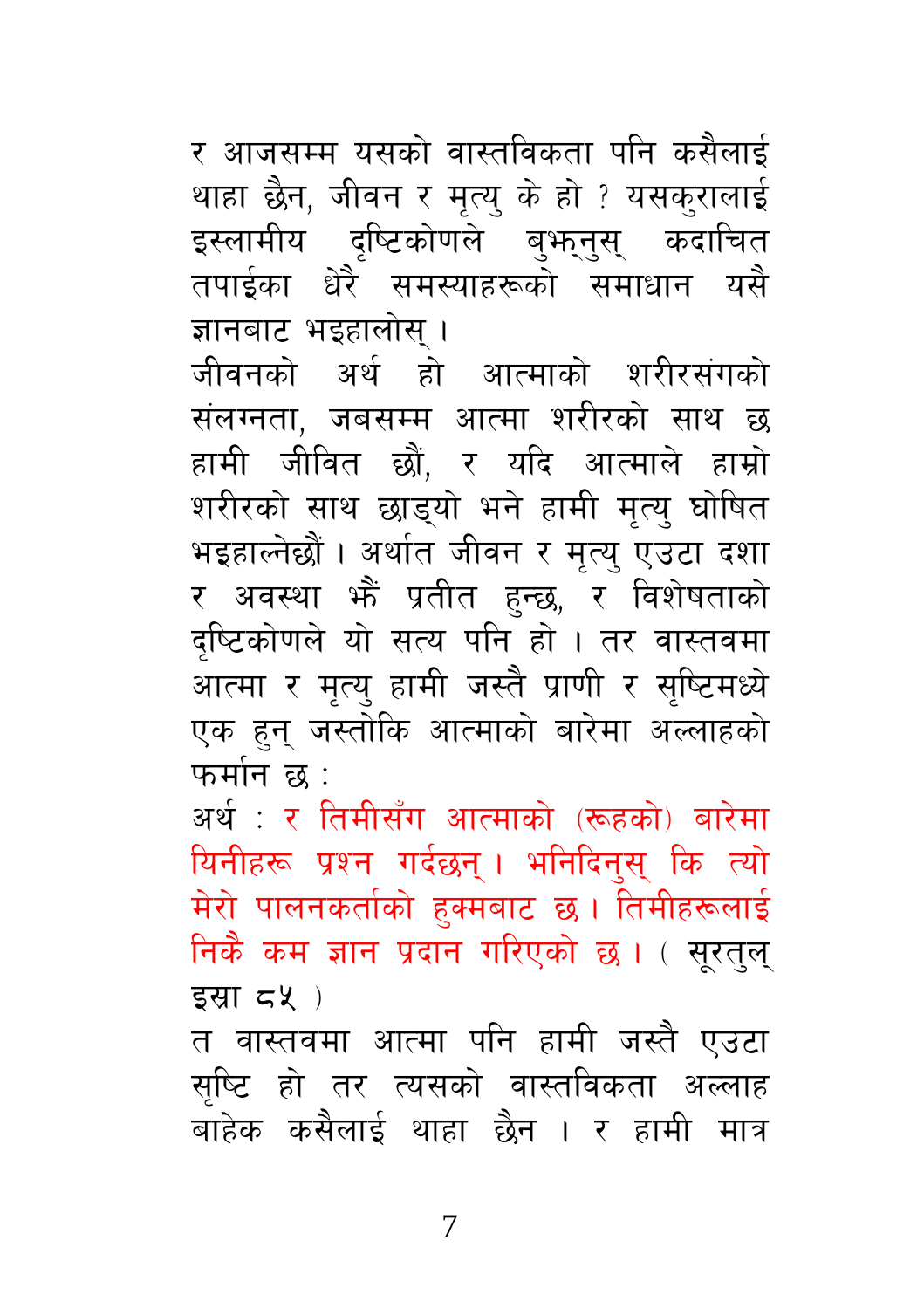र आजसम्म यसको वास्तविकता पनि कसैलाई थाहा छैन, जीवन र मृत्यु के हो ? यसकुरालाई इस्लामीय दृष्टिकोणले बुझ्नुस् कदाचित तपाईका धेरै समस्याहरूको समाधान यसै ज्ञानबाट भइहालोस् ।

जीवनको अर्थ हो आत्माको शरीरसंगको संलग्नता, जबसम्म आत्मा शरीरको साथ छ हामी जीवित छौं, र यदि आत्माले हाम्रो शरीरको साथ छाड्यो भने हामी मृत्यु घोषित भइहाल्नेछौं । अर्थात जीवन र मृत्यु एउटा दशा र अवस्था झैं प्रतीत हुन्छ, र विशेषताको दृष्टिकोणले यो सत्य पनि हो । तर वास्तवमा आत्मा र मृत्यु हामी जस्तै प्राणी र सृष्टिमध्ये एक हुन् जस्तोकि आत्माको बारेमा अल्लाहको फर्मान छ :

अर्थ : र तिमीसँग आत्माको (रूहको) बारेमा यिनीहरू प्रश्न गर्दछन् । भनिदिनुस् कि त्यो मेरो पालनकर्ताको हुक्मबाट छ । तिमीहरूलाई निकै कम ज्ञान प्रदान गरिएको छ । ( सूरतुल् इस्रा ८५ )

त वास्तवमा आत्मा पनि हामी जस्तै एउटा सृष्टि हो तर त्यसको वास्तविकता अल्लाह बाहेक कसैलाई थाहा छैन । र हामी मात्र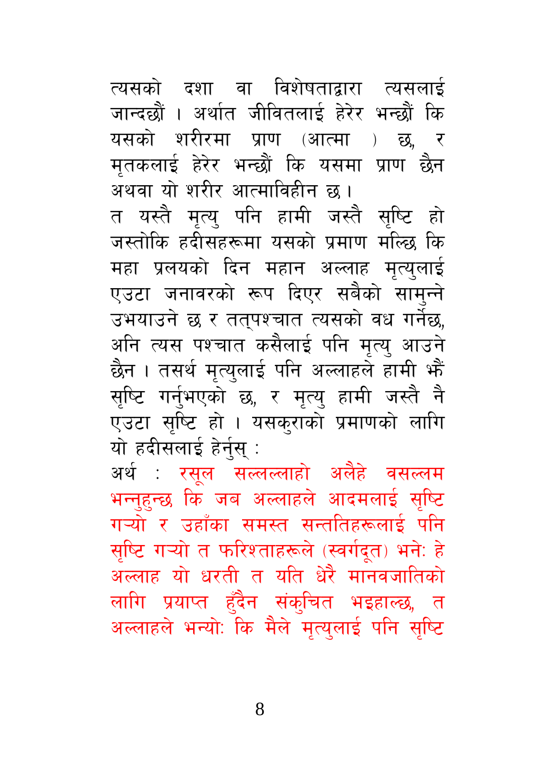त्यसको दशा वा विशेषताद्वारा त्यसलाई जान्दछौं । अर्थात जीवितलाई हेरेर भन्छौं कि यसको शरीरमा प्राण (आत्मा ) छ, र मृतकलाई हेरेर भन्छौं कि यसमा प्राण छैन अथवा यो शरीर आत्माविहीन छ ।

त यस्तै मृत्यु पनि हामी जस्तै सृष्टि हो जस्तोकि हदीसहरूमा यसको प्रमाण मल्छि कि महा प्रलयको दिन महान अल्लाह मृत्युलाई एउटा जनावरको रूप दिएर सबैको सामुन्ने उभयाउने छ र तत्पश्चात त्यसको वध गर्नेछ, अनि त्यस पश्चात कसैलाई पनि मृत्यु आउने छैन । तसर्थ मृत्युलाई पनि अल्लाहले हामी झैं सृष्टि गर्नुभएको छ, र मृत्यु हामी जस्तै नै एउटा सृष्टि हो । यसकुराको प्रमाणको लागि यो हदीसलाई हेर्नुस् :

अर्थ : रसूल सल्लल्लाहो अलैहे वसल्लम भन्नुहुन्छ कि जब अल्लाहले आदमलाई सृष्टि गर्‍यो र उहाँका समस्त सन्ततिहरूलाई पनि सृष्टि गर्‍यो त फरिश्ताहरूले (स्वर्गदूत) भनेः हे अल्लाह यो धरती त यति धेरै मानवजातिको लागि प्रयाप्त हुँदैन संकुचित भइहाल्छ, त अल्लाहले भन्योः कि मैले मृत्युलाई पनि सृष्टि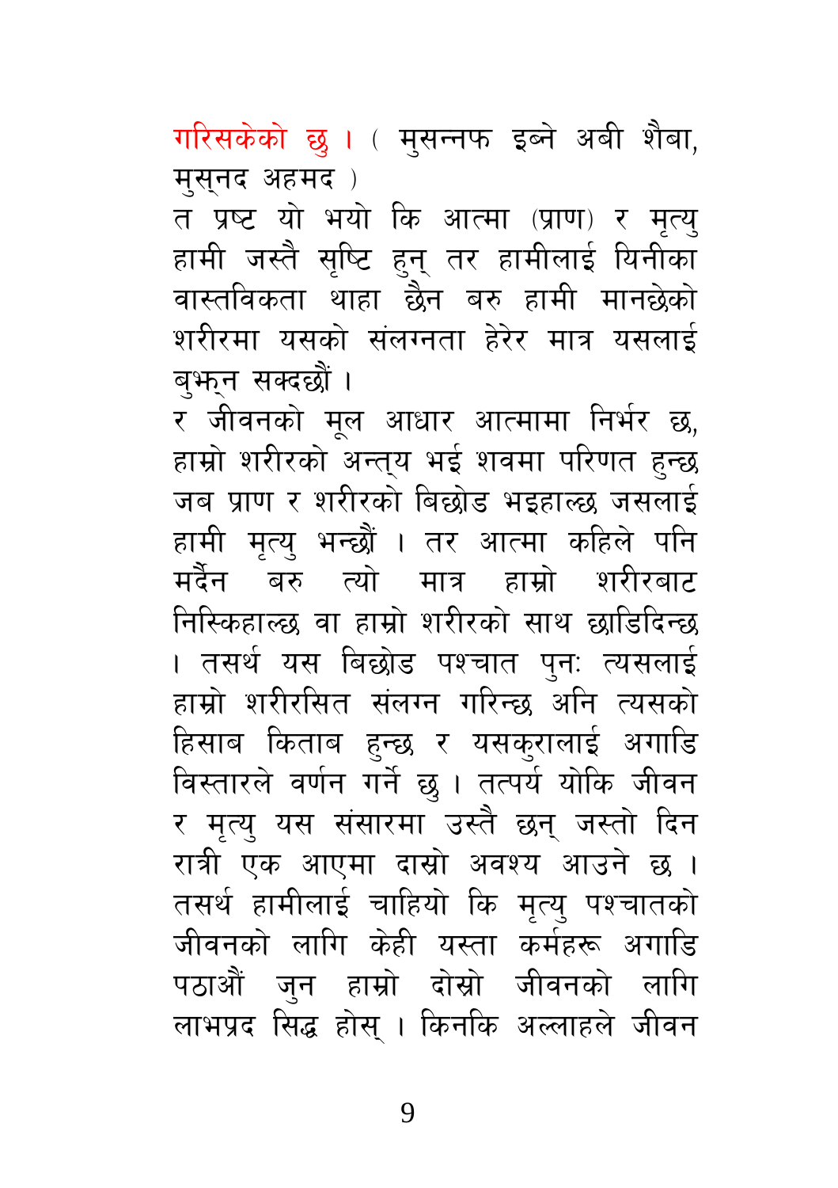गरिसकेको छ । ( मुसन्नफ इब्ने अबी शैबा, मुस्नद अहमद )

त प्रष्ट यो भयो कि आत्मा (प्राण) र मृत्यु हामी जस्तै सृष्टि हुन् तर हामीलाई यिनीका वास्तविकता थाहा छैन बरु हामी मानछेको शरीरमा यसको संलग्नता हेरेर मात्र यसलाई बुझ्न सक्दछौं ।

र जीवनको मूल आधार आत्मामा निर्भर छ, हाम्रो शरीरको अन्त्य भई शवमा परिणत हुन्छ जब प्राण र शरीरको बिछोड भइहाल्छ जसलाई हामी मृत्यु भन्छौं । तर आत्मा कहिले पनि मर्दैन बरु त्यो मात्र हाम्रो शरीरबाट निस्किहाल्छ वा हाम्रो शरीरको साथ छाडिदिन्छ । तसर्थ यस बिछोड पश्चात पुनः त्यसलाई हाम्रो शरीरसित संलग्न गरिन्छ अनि त्यसको हिसाब किताब हुन्छ र यसकुरालाई अगाडि विस्तारले वर्णन गर्ने छु । तत्पर्य योकि जीवन र मृत्यु यस संसारमा उस्तै छन् जस्तो दिन रात्री एक आएमा दास्रो अवश्य आउने छ । तसर्थ हामीलाई चाहियो कि मृत्यु पश्चातको जीवनको लागि केही यस्ता कर्महरू अगाडि पठाऔं जुन हाम्रो दोस्रो जीवनको लागि लाभप्रद सिद्ध होस् । किनकि अल्लाहले जीवन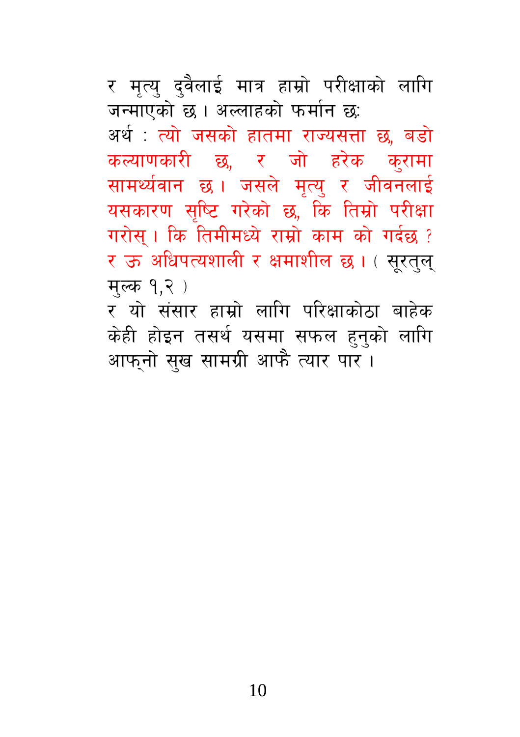र मृत्यु दुवैलाई मात्र हाम्रो परीक्षाको लागि जन्माएको छ । अल्लाहको फर्मान छः

अर्थ : त्यो जसको हातमा राज्यसत्ता छ, बडो कल्याणकारी छ, र जो हरेक कुरामा सामर्थ्यवान छ । जसले मृत्यु र जीवनलाई यसकारण सृष्टि गरेको छ, कि तिम्रो परीक्षा गरोस् । कि तिमीमध्ये राम्रो काम को गर्दछ ? र ऊ अधिपत्यशाली र क्षमाशील छ । ( सूरतुल् मुल्क १,२ )

र यो संसार हाम्रो लागि परिक्षाकोठा बाहेक केही होइन तसर्थ यसमा सफल हुनुको लागि आफ्नो सुख सामग्री आफै त्यार पार ।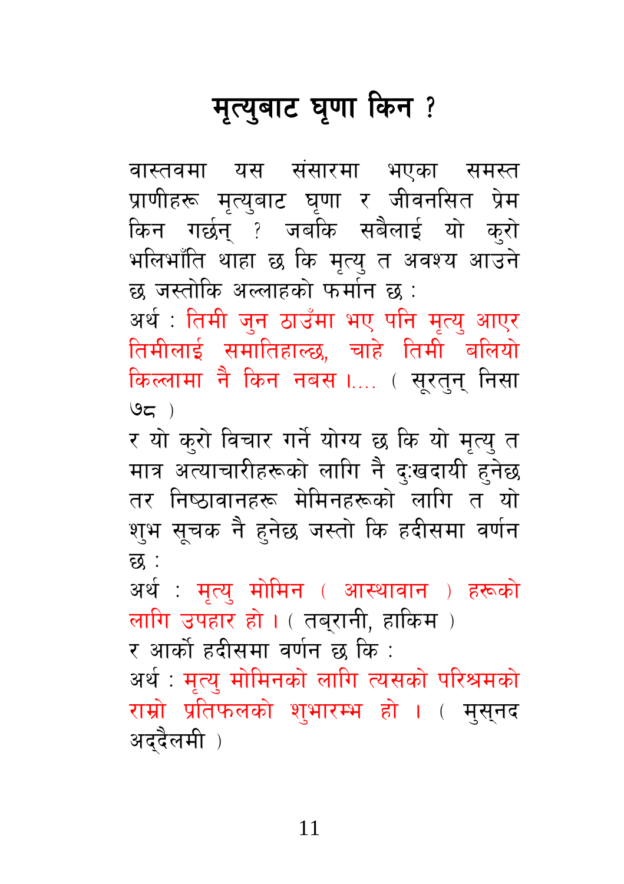# मृत्युबाट घृणा किन ?

वास्तवमा यस संसारमा भएका समस्त प्राणीहरू मृत्युबाट घृणा र जीवनसित प्रेम किन गर्छन् ? जबकि सबैलाई यो कुरो भलिभाँति थाहा छ कि मृत्यु त अवश्य आउने छ जस्तोकि अल्लाहको फर्मान छ :

अर्थ : तिमी जुन ठाउँमा भए पनि मृत्यु आएर तिमीलाई समातिहाल्छ, चाहे तिमी बलियो किल्लामा नै किन नबस ।.... ( सूरतुन् निसा ७८ )

र यो कुरो विचार गर्ने योग्य छ कि यो मृत्यु त मात्र अत्याचारीहरूको लागि नै दुःखदायी हुनेछ तर निष्ठावानहरू मेमिनहरूको लागि त यो शुभ सूचक नै हुनेछ जस्तो कि हदीसमा वर्णन छ :

अर्थ : मृत्यु मोमिन ( आस्थावान ) हरूको लागि उपहार हो । ( तब्रानी, हाकिम )

र आर्को हदीसमा वर्णन छ कि :

अर्थ : मृत्यु मोमिनको लागि त्यसको परिश्रमको राम्रो प्रतिफलको शुभारम्भ हो । ( मुस्नद अद्दैलमी )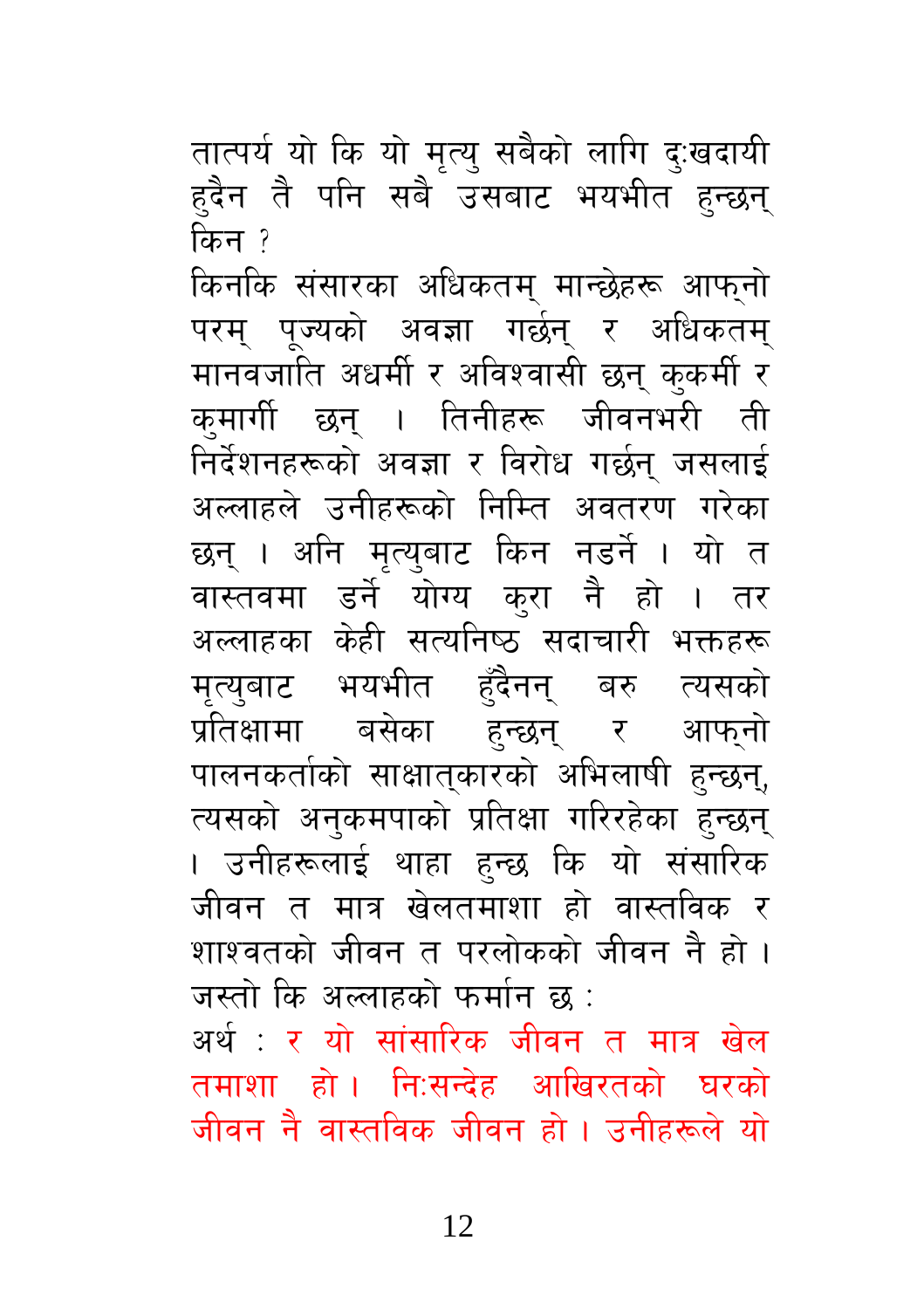तात्पर्य यो कि यो मृत्यु सबैको लागि दुःखदायी हुदैन तै पनि सबै उसबाट भयभीत हुन्छन् किन ?

किनकि संसारका अधिकतम् मान्छेहरू आफ्नो परम् पूज्यको अवज्ञा गर्छन् र अधिकतम् मानवजाति अधर्मी र अविश्वासी छन् कुकर्मी र कुमार्गी छन् । तिनीहरू जीवनभरी ती निर्देशनहरूको अवज्ञा र विरोध गर्छन् जसलाई अल्लाहले उनीहरूको निम्ति अवतरण गरेका छन् । अनि मृत्युबाट किन नडर्ने । यो त वास्तवमा डर्ने योग्य कुरा नै हो । तर अल्लाहका केही सत्यनिष्ठ सदाचारी भक्तहरू मृत्युबाट भयभीत हुँदैनन् बरु त्यसको प्रतिक्षामा बसेका हुन्छन् र आफ्नो पालनकर्ताको साक्षात्कारको अभिलाषी हुन्छन्, त्यसको अनुकमपाको प्रतिक्षा गरिरहेका हुन्छन् । उनीहरूलाई थाहा हुन्छ कि यो संसारिक जीवन त मात्र खेलतमाशा हो वास्तविक र शाश्वतको जीवन त परलोकको जीवन नै हो । जस्तो कि अल्लाहको फर्मान छ :

अर्थ : र यो सांसारिक जीवन त मात्र खेल तमाशा हो । निःसन्देह आखिरतको घरको जीवन नै वास्तविक जीवन हो । उनीहरूले यो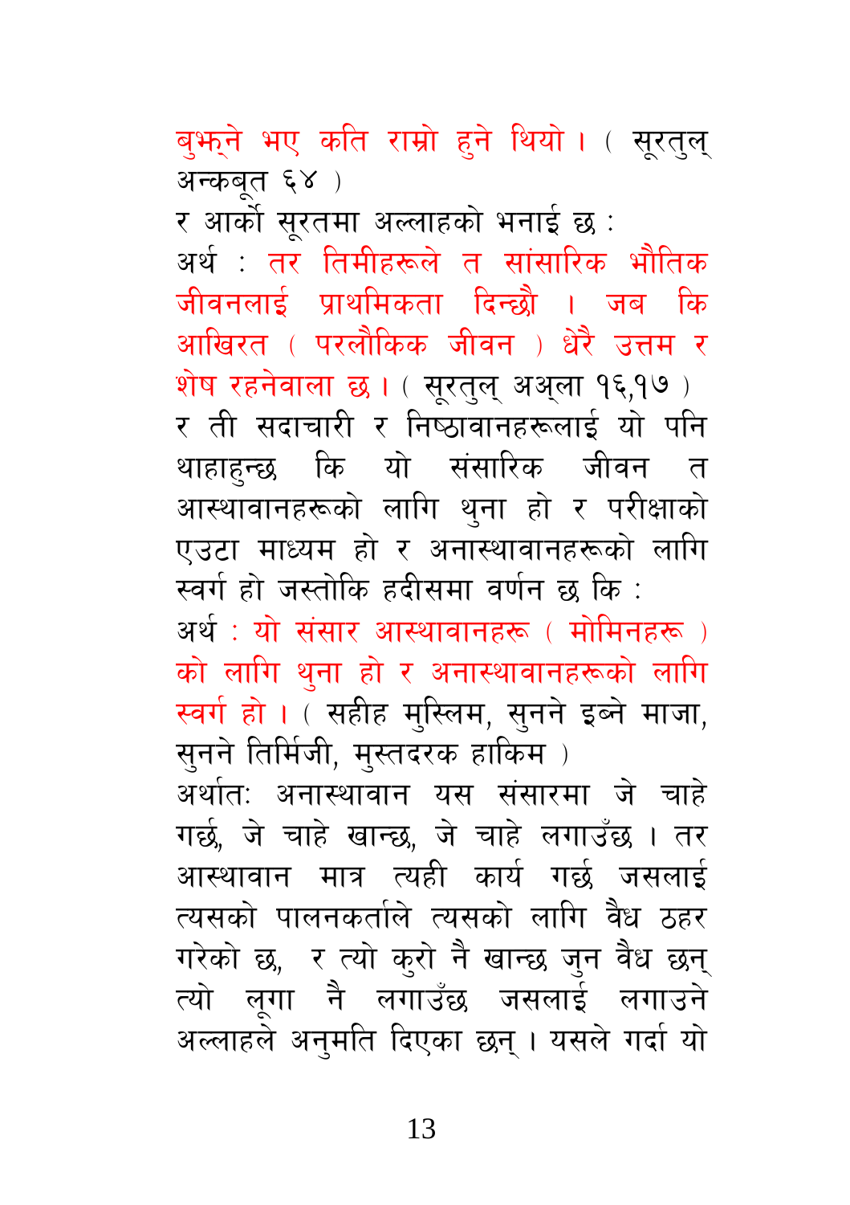बुझ्ने भए कति राम्रो हुने थियो । ( सूरतुल् अन्कबूत ६४ )

र आर्को सूरतमा अल्लाहको भनाई छ :

अर्थ : तर तिमीहरूले त सांसारिक भौतिक जीवनलाई प्राथमिकता दिन्छौ । जब कि आखिरत ( परलौकिक जीवन ) धेरै उत्तम र शेष रहनेवाला छ । ( सूरतुल् अअ्ला १६,१७ )

र ती सदाचारी र निष्ठावानहरूलाई यो पनि थाहाहुन्छ कि यो संसारिक जीवन त आस्थावानहरूको लागि थुना हो र परीक्षाको एउटा माध्यम हो र अनास्थावानहरूको लागि स्वर्ग हो जस्तोकि हदीसमा वर्णन छ कि :

अर्थ : यो संसार आस्थावानहरू ( मोमिनहरू ) को लागि थुना हो र अनास्थावानहरूको लागि स्वर्ग हो । ( सहीह मुस्लिम, सुनने इब्ने माजा, सुनने तिर्मिजी, मुस्तदरक हाकिम )

अर्थातः अनास्थावान यस संसारमा जे चाहे गर्छ, जे चाहे खान्छ, जे चाहे लगाउँछ । तर आस्थावान मात्र त्यही कार्य गर्छ जसलाई त्यसको पालनकर्ताले त्यसको लागि वैध ठहर गरेको छ, र त्यो कुरो नै खान्छ जुन वैध छन् त्यो लूगा नै लगाउँछ जसलाई लगाउने अल्लाहले अनुमति दिएका छन् । यसले गर्दा यो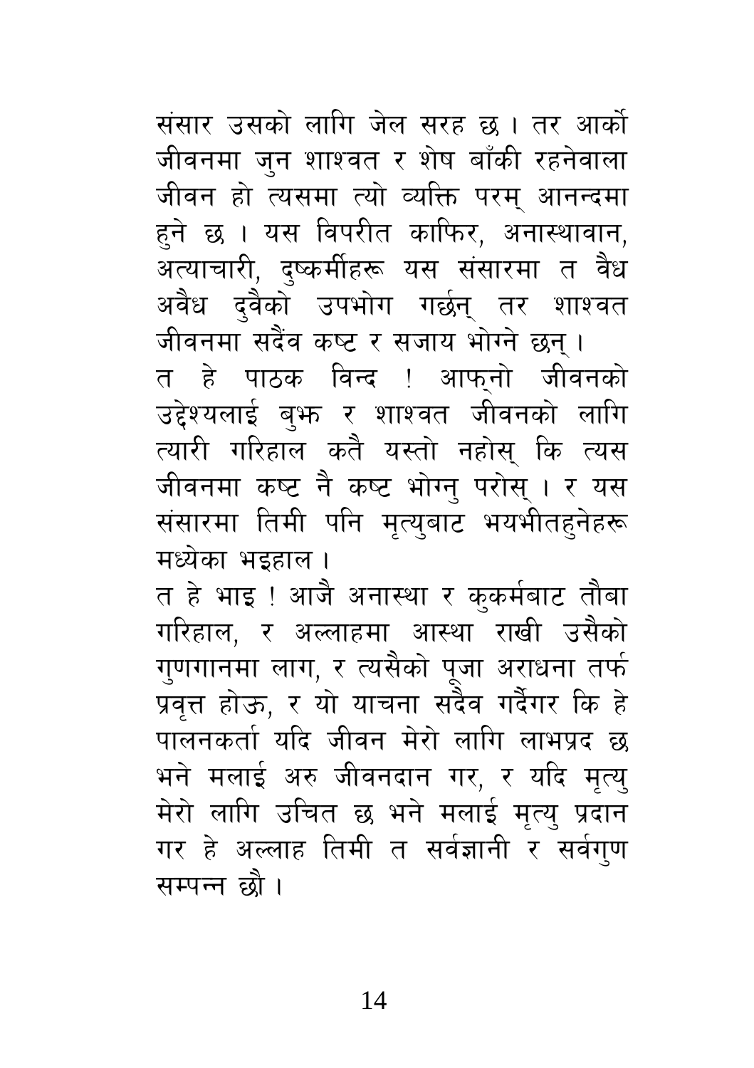संसार उसको लागि जेल सरह छ । तर आर्को जीवनमा जुन शाश्वत र शेष बाँकी रहनेवाला जीवन हो त्यसमा त्यो व्यक्ति परम् आनन्दमा हुने छ । यस विपरीत काफिर, अनास्थावान, अत्याचारी, दुष्कर्मीहरू यस संसारमा त वैध अवैध दुवैको उपभोग गर्छन् तर शाश्वत जीवनमा सदैंव कष्ट र सजाय भोग्ने छन् ।

त हे पाठक विन्द ! आफ्नो जीवनको उद्देश्यलाई बुझ र शाश्वत जीवनको लागि त्यारी गरिहाल कतै यस्तो नहोस् कि त्यस जीवनमा कष्ट नै कष्ट भोग्नु परोस् । र यस संसारमा तिमी पनि मृत्युबाट भयभीतहुनेहरू मध्येका भइहाल ।

त हे भाइ ! आजै अनास्था र कुकर्मबाट तौबा गरिहाल, र अल्लाहमा आस्था राखी उसैको गुणगानमा लाग, र त्यसैको पूजा अराधना तर्फ प्रवृत्त होऊ, र यो याचना सदैव गर्देगर कि हे पालनकर्ता यदि जीवन मेरो लागि लाभप्रद छ भने मलाई अरु जीवनदान गर, र यदि मृत्यु मेरो लागि उचित छ भने मलाई मृत्यु प्रदान गर हे अल्लाह तिमी त सर्वज्ञानी र सर्वगुण सम्पन्न छौ ।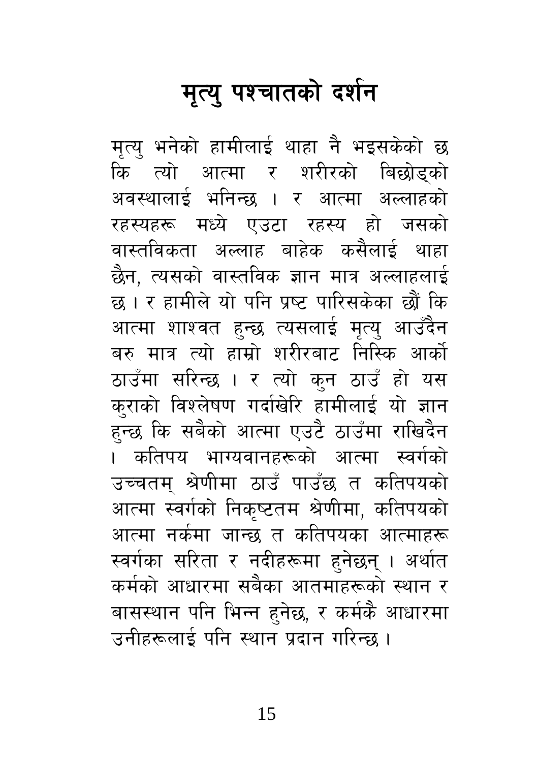# मृत्यु पश्चातको दर्शन

मृत्यु भनेको हामीलाई थाहा नै भइसकेको छ कि त्यो आत्मा र शरीरको बिछोड्को अवस्थालाई भनिन्छ । र आत्मा अल्लाहको रहस्यहरू मध्ये एउटा रहस्य हो जसको वास्तविकता अल्लाह बाहेक कसैलाई थाहा छैन, त्यसको वास्तविक ज्ञान मात्र अल्लाहलाई छ । र हामीले यो पनि प्रष्ट पारिसकेका छौं कि आत्मा शाश्वत हुन्छ त्यसलाई मृत्यु आउँदैन बरु मात्र त्यो हाम्रो शरीरबाट निस्कि आर्को ठाउँमा सरिन्छ । र त्यो कुन ठाउँ हो यस कुराको विश्लेषण गर्दाखेरि हामीलाई यो ज्ञान हुन्छ कि सबैको आत्मा एउटै ठाउँमा राखिदैन । कतिपय भाग्यवानहरूको आत्मा स्वर्गको उच्चतम् श्रेणीमा ठाउँ पाउँछ त कतिपयको आत्मा स्वर्गको निकृष्टतम श्रेणीमा, कतिपयको आत्मा नर्कमा जान्छ त कतिपयका आत्माहरू स्वर्गका सरिता र नदीहरूमा हुनेछन् । अर्थात कर्मको आधारमा सबैका आतमाहरूको स्थान र बासस्थान पनि भिन्न हुनेछ, र कर्मकै आधारमा उनीहरूलाई पनि स्थान प्रदान गरिन्छ ।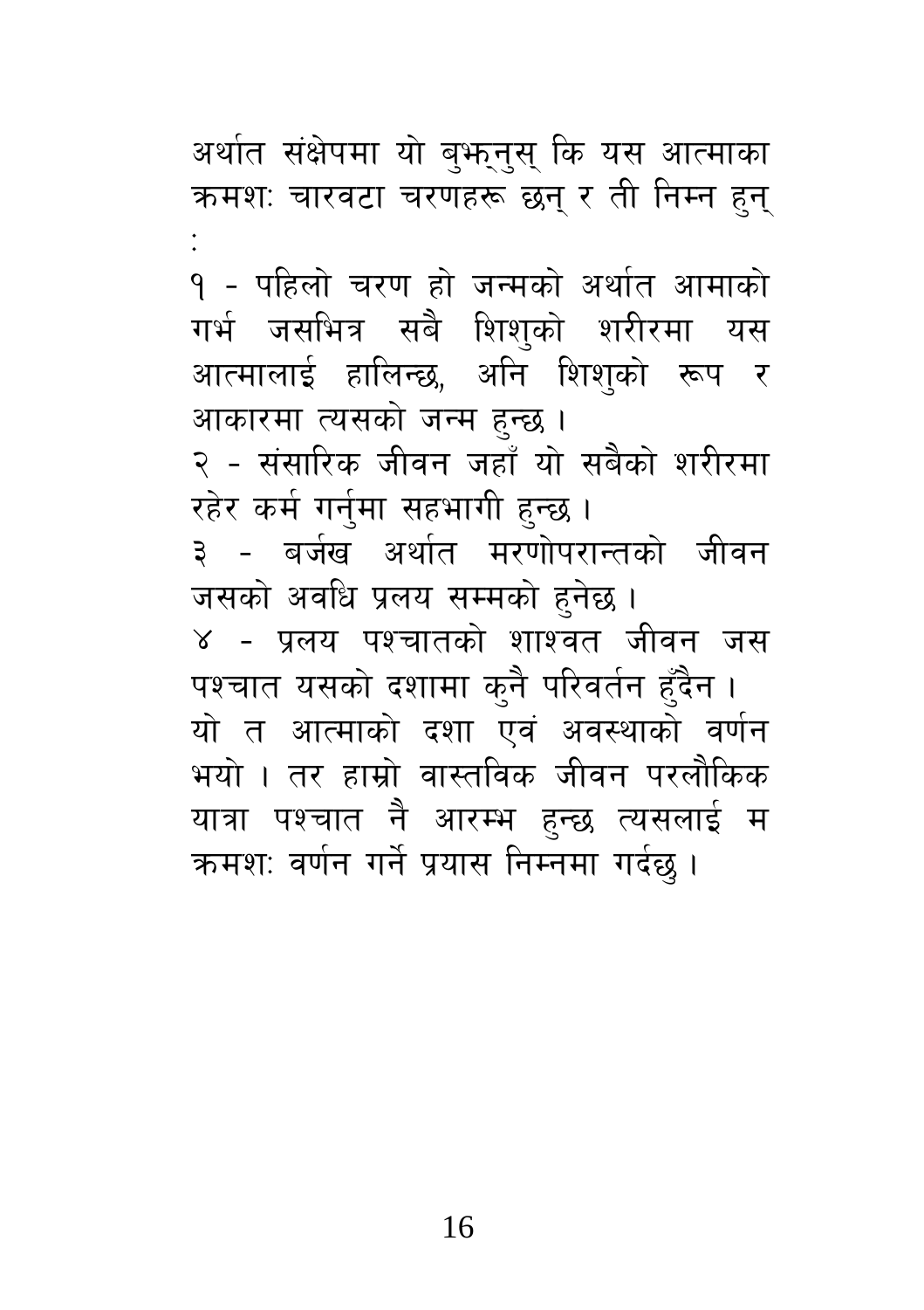अर्थात संक्षेपमा यो बुझ्नुस् कि यस आत्माका क्रमशः चारवटा चरणहरू छन् र ती निम्न हुन् :

१ - पहिलो चरण हो जन्मको अर्थात आमाको गर्भ जसभित्र सबै शिशुको शरीरमा यस आत्मालाई हालिन्छ, अनि शिशुको रूप र आकारमा त्यसको जन्म हुन्छ ।

२ - संसारिक जीवन जहाँ यो सबैको शरीरमा रहेर कर्म गर्नुमा सहभागी हुन्छ ।

३ - बर्जख अर्थात मरणोपरान्तको जीवन जसको अवधि प्रलय सम्मको हुनेछ ।

४ - प्रलय पश्चातको शाश्वत जीवन जस पश्चात यसको दशामा कुनै परिवर्तन हुँदैन ।

यो त आत्माको दशा एवं अवस्थाको वर्णन भयो । तर हाम्रो वास्तविक जीवन परलौकिक यात्रा पश्चात नै आरम्भ हुन्छ त्यसलाई म क्रमशः वर्णन गर्ने प्रयास निम्नमा गर्दछु ।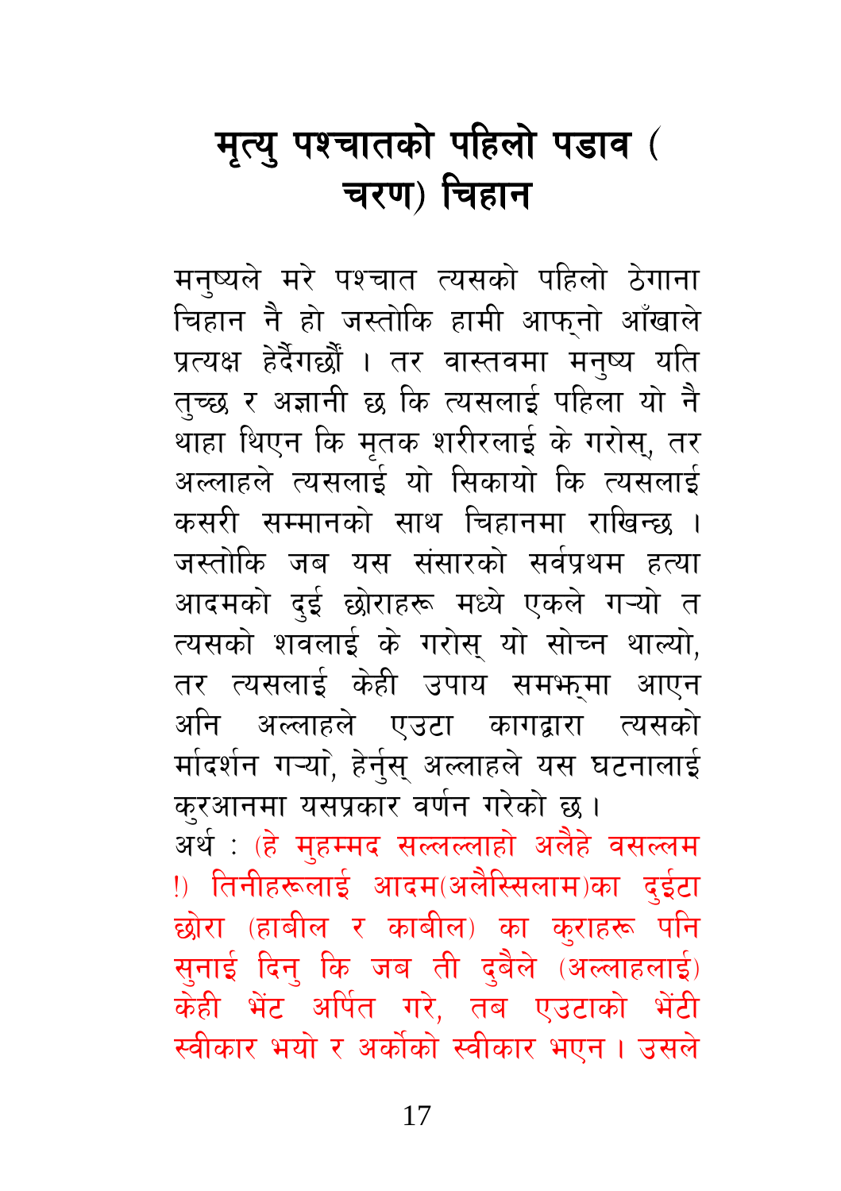# मृत्यु पश्चातको पहिलो पडाव ( चरण) चिहान

मनुष्यले मरे पश्चात त्यसको पहिलो ठेगाना चिहान नै हो जस्तोकि हामी आफ्नो आँखाले प्रत्यक्ष हेर्दैगर्छौं । तर वास्तवमा मनुष्य यति तुच्छ र अज्ञानी छ कि त्यसलाई पहिला यो नै थाहा थिएन कि मृतक शरीरलाई के गरोस्, तर अल्लाहले त्यसलाई यो सिकायो कि त्यसलाई कसरी सम्मानको साथ चिहानमा राखिन्छ । जस्तोकि जब यस संसारको सर्वप्रथम हत्या आदमको दुई छोराहरू मध्ये एकले गऱ्यो त त्यसको शवलाई के गरोस् यो सोच्न थाल्यो, तर त्यसलाई केही उपाय समझमा आएन अनि अल्लाहले एउटा कागद्वारा त्यसको मार्गदर्शन गऱ्यो, हेर्नुस् अल्लाहले यस घटनालाई कुरआनमा यसप्रकार वर्णन गरेको छ ।

अर्थ : (हे मुहम्मद सल्लल्लाहो अलैहे वसल्लम !) तिनीहरूलाई आदम(अलैस्सिलाम)का दुईटा छोरा (हाबील र काबील) का कुराहरू पनि सुनाई दिनु कि जब ती दुबैले (अल्लाहलाई) केही भेंट अर्पित गरे, तब एउटाको भेंटी स्वीकार भयो र अर्कोको स्वीकार भएन । उसले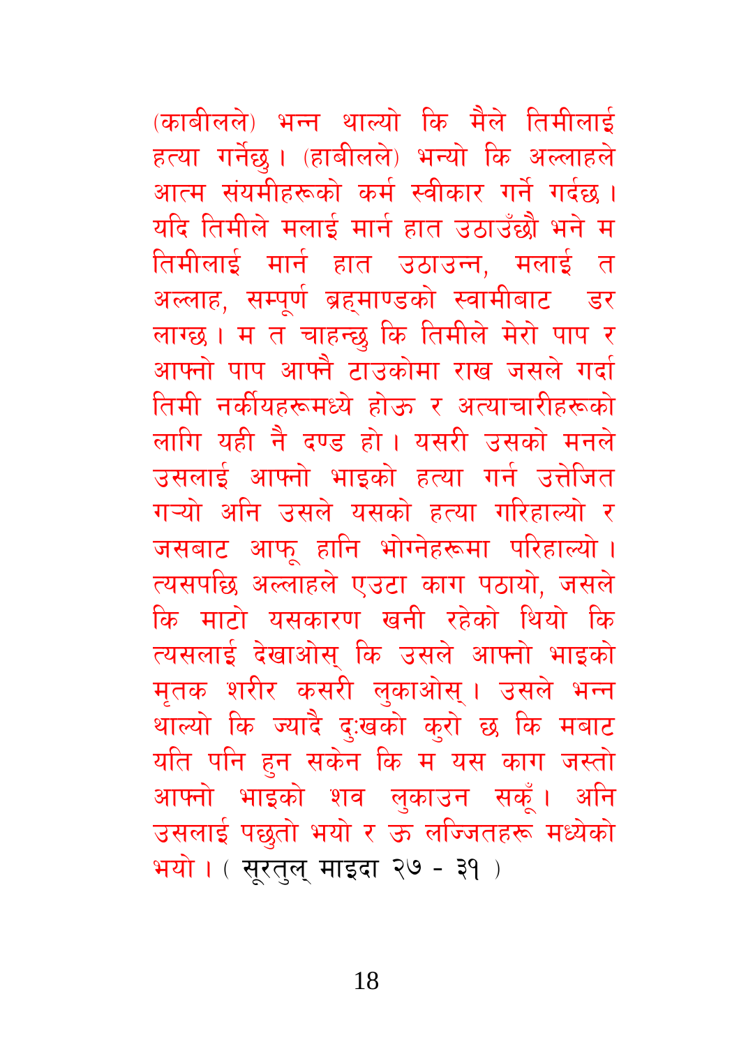(काबीलले) भन्न थाल्यो कि मैले तिमीलाई हत्या गर्नेछु। (हाबीलले) भन्यो कि अल्लाहले आत्म संयमीहरूको कर्म स्वीकार गर्ने गर्दछ। यदि तिमीले मलाई मार्न हात उठाउँछौ भने म तिमीलाई मार्न हात उठाउन्न, मलाई त अल्लाह, सम्पूर्ण ब्रह्माण्डको स्वामीबाट डर लाग्छ। म त चाहन्छु कि तिमीले मेरो पाप र आफ्नो पाप आफ्नै टाउकोमा राख जसले गर्दा तिमी नर्कीयहरूमध्ये होऊ र अत्याचारीहरूको लागि यही नै दण्ड हो। यसरी उसको मनले उसलाई आफ्नो भाइको हत्या गर्न उत्तेजित गऱ्यो अनि उसले यसको हत्या गरिहाल्यो र जसबाट आफू हानि भोग्नेहरूमा परिहाल्यो। त्यसपछि अल्लाहले एउटा काग पठायो, जसले कि माटो यसकारण खनी रहेको थियो कि त्यसलाई देखाओस् कि उसले आफ्नो भाइको मृतक शरीर कसरी लुकाओस्। उसले भन्न थाल्यो कि ज्यादै दुःखको कुरो छ कि मबाट यति पनि हुन सकेन कि म यस काग जस्तो आफ्नो भाइको शव लुकाउन सकूँ। अनि उसलाई पछुतो भयो र ऊ लज्जितहरू मध्येको भयो। ( सूरतुल् माइदा २७ - ३१ )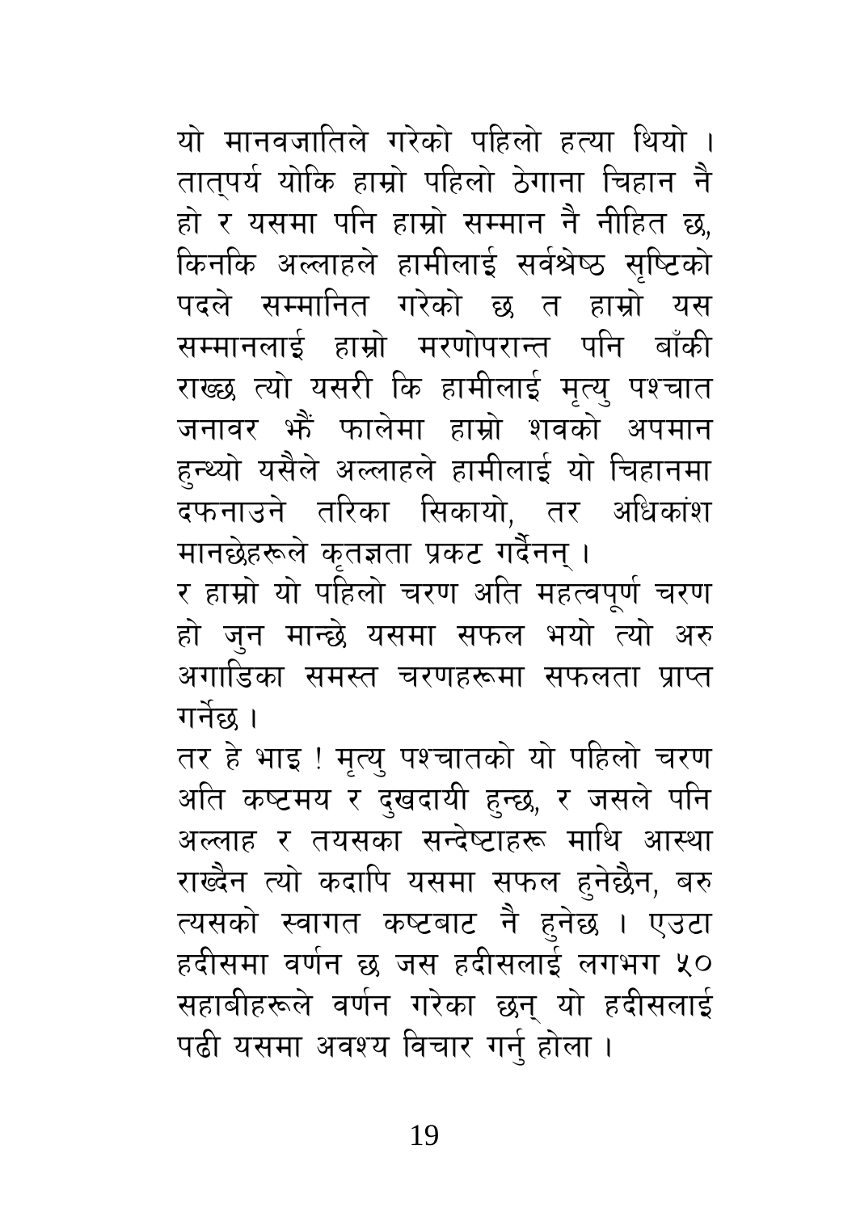यो मानवजातिले गरेको पहिलो हत्या थियो । तात्पर्य योकि हाम्रो पहिलो ठेगाना चिहान नै हो र यसमा पनि हाम्रो सम्मान नै नीहित छ, किनकि अल्लाहले हामीलाई सर्वश्रेष्ठ सृष्टिको पदले सम्मानित गरेको छ त हाम्रो यस सम्मानलाई हाम्रो मरणोपरान्त पनि बाँकी राख्छ त्यो यसरी कि हामीलाई मृत्यु पश्चात जनावर झैं फालेमा हाम्रो शवको अपमान हुन्थ्यो यसैले अल्लाहले हामीलाई यो चिहानमा दफनाउने तरिका सिकायो, तर अधिकांश मानछेहरूले कृतज्ञता प्रकट गर्दैनन् ।

र हाम्रो यो पहिलो चरण अति महत्वपूर्ण चरण हो जुन मान्छे यसमा सफल भयो त्यो अरु अगाडिका समस्त चरणहरूमा सफलता प्राप्त गर्नेछ ।

तर हे भाइ ! मृत्यु पश्चातको यो पहिलो चरण अति कष्टमय र दुखदायी हुन्छ, र जसले पनि अल्लाह र तयसका सन्देष्टाहरू माथि आस्था राख्दैन त्यो कदापि यसमा सफल हुनेछैन, बरु त्यसको स्वागत कष्टबाट नै हुनेछ । एउटा हदीसमा वर्णन छ जस हदीसलाई लगभग ५० सहाबीहरूले वर्णन गरेका छन् यो हदीसलाई पढी यसमा अवश्य विचार गर्नु होला ।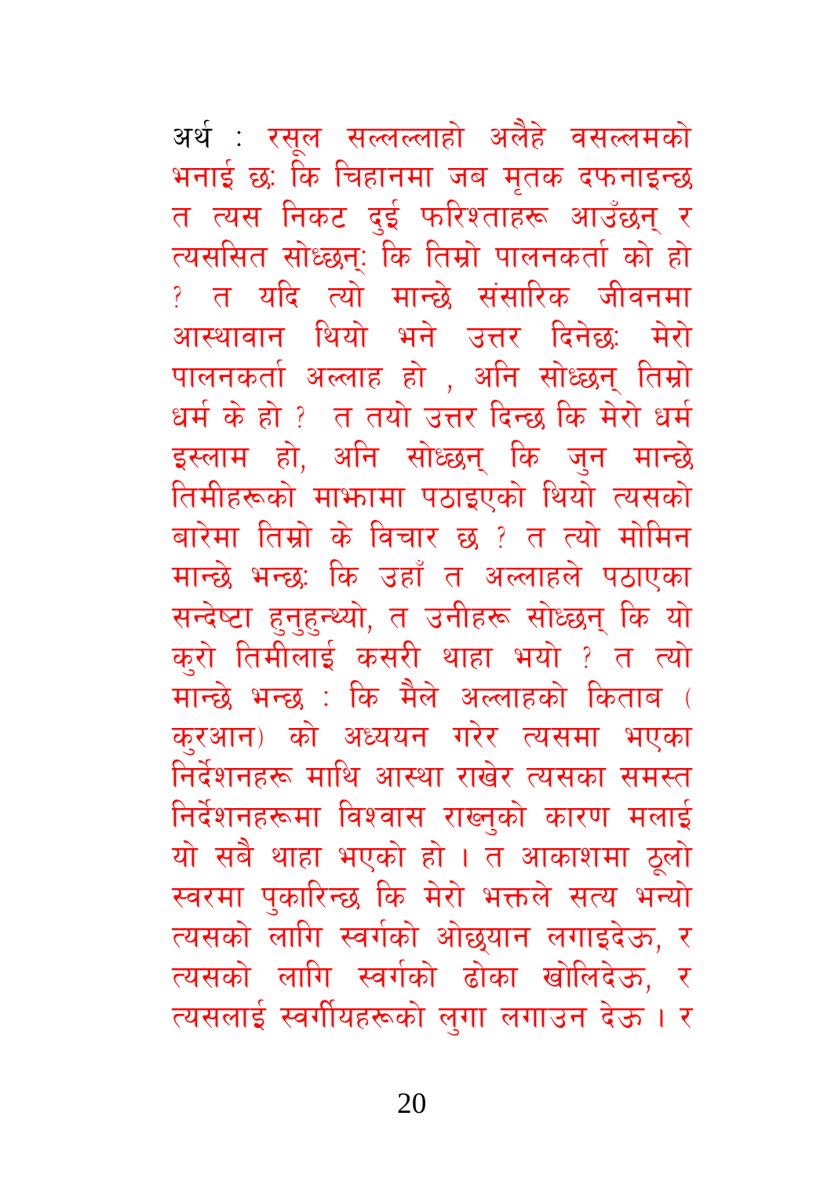अर्थ : रसूल सल्लल्लाहो अलैहे वसल्लमको भनाई छः कि चिहानमा जब मृतक दफनाइन्छ त त्यस निकट दुई फरिश्ताहरू आउँछन् र त्यससित सोध्छन्: कि तिम्रो पालनकर्ता को हो ? त यदि त्यो मान्छे संसारिक जीवनमा आस्थावान थियो भने उत्तर दिनेछः मेरो पालनकर्ता अल्लाह हो , अनि सोध्छन् तिम्रो धर्म के हो ? त तयो उत्तर दिन्छ कि मेरो धर्म इस्लाम हो, अनि सोध्छन् कि जुन मान्छे तिमीहरूको माझमा पठाइएको थियो त्यसको बारेमा तिम्रो के विचार छ ? त त्यो मोमिन मान्छे भन्छः कि उहाँ त अल्लाहले पठाएका सन्देष्टा हुनुहुन्थ्यो, त उनीहरू सोध्छन् कि यो कुरो तिमीलाई कसरी थाहा भयो ? त त्यो मान्छे भन्छ : कि मैले अल्लाहको किताब ( कुरआन) को अध्ययन गरेर त्यसमा भएका निर्देशनहरू माथि आस्था राखेर त्यसका समस्त निर्देशनहरूमा विश्वास राख्नुको कारण मलाई यो सबै थाहा भएको हो । त आकाशमा ठूलो स्वरमा पुकारिन्छ कि मेरो भक्तले सत्य भन्यो त्यसको लागि स्वर्गको ओछ्यान लगाइदेऊ, र त्यसको लागि स्वर्गको ढोका खोलिदेऊ, र त्यसलाई स्वर्गीयहरूको लुगा लगाउन देऊ । र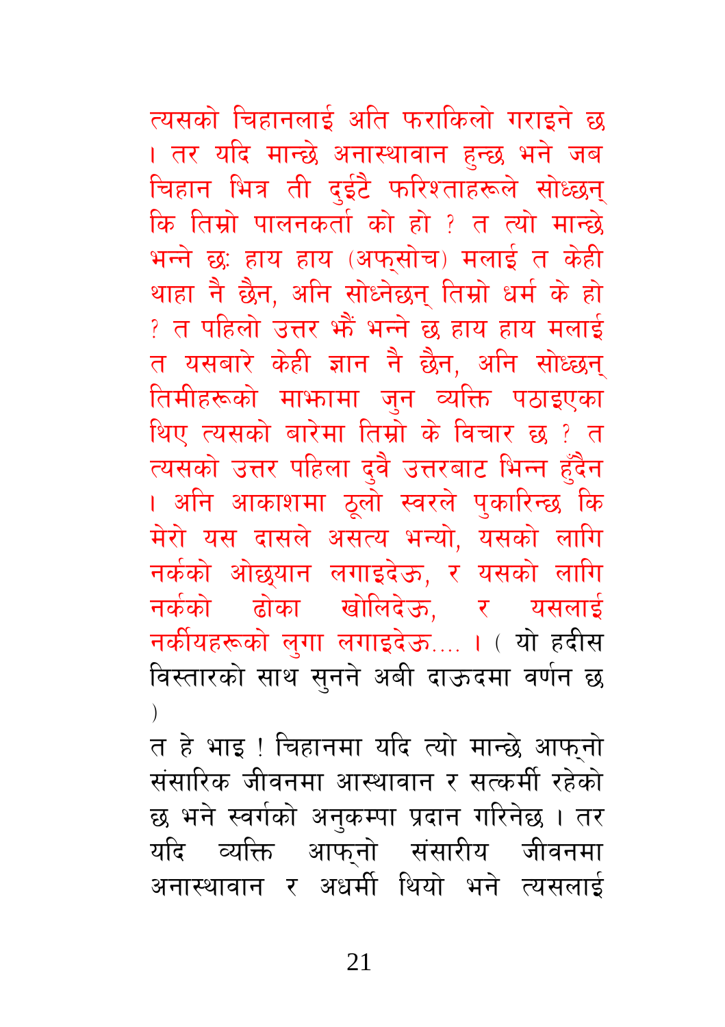त्यसको चिहानलाई अति फराकिलो गराइने छ । तर यदि मान्छे अनास्थावान हुन्छ भने जब चिहान भित्र ती दुईटै फरिश्ताहरूले सोध्छन् कि तिम्रो पालनकर्ता को हो ? त त्यो मान्छे भन्ने छः हाय हाय (अफ्सोच) मलाई त केही थाहा नै छैन, अनि सोध्नेछन् तिम्रो धर्म के हो ? त पहिलो उत्तर झैं भन्ने छ हाय हाय मलाई त यसबारे केही ज्ञान नै छैन, अनि सोध्छन् तिमीहरूको माझमा जुन व्यक्ति पठाइएका थिए त्यसको बारेमा तिम्रो के विचार छ ? त त्यसको उत्तर पहिला दुवै उत्तरबाट भिन्न हुँदैन । अनि आकाशमा ठूलो स्वरले पुकारिन्छ कि मेरो यस दासले असत्य भन्यो, यसको लागि नर्कको ओछ्यान लगाइदेऊ, र यसको लागि नर्कको ढोका खोलिदेऊ, र यसलाई नर्कीयहरूको लुगा लगाइदेऊ.... । ( यो हदीस विस्तारको साथ सुनने अबी दाऊदमा वर्णन छ )

त हे भाइ ! चिहानमा यदि त्यो मान्छे आफ्नो संसारिक जीवनमा आस्थावान र सत्कर्मी रहेको छ भने स्वर्गको अनुकम्पा प्रदान गरिनेछ । तर यदि व्यक्ति आफ्नो संसारीय जीवनमा अनास्थावान र अधर्मी थियो भने त्यसलाई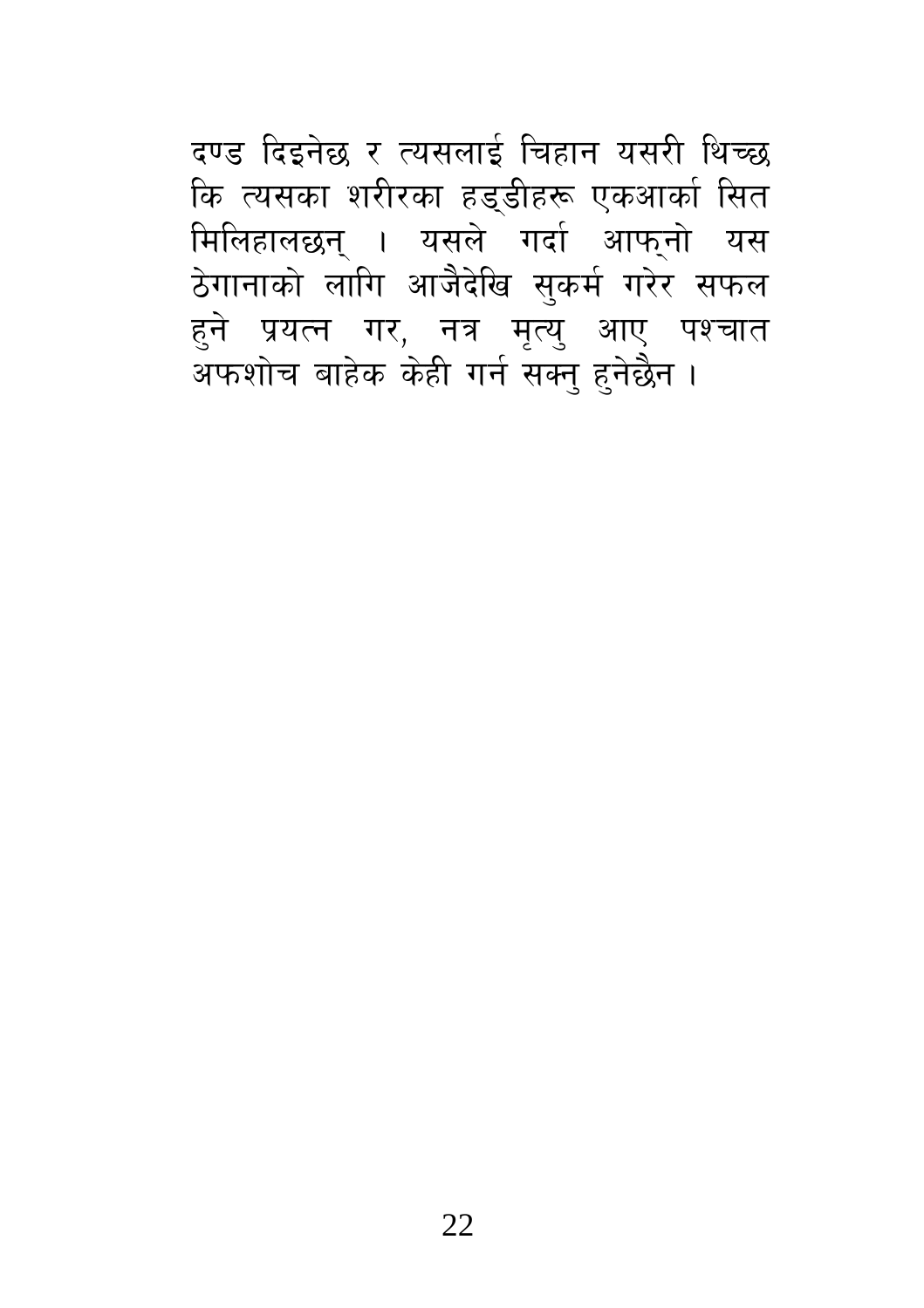दण्ड दिइनेछ र त्यसलाई चिहान यसरी थिच्छ कि त्यसका शरीरका हड्डीहरू एकआर्का सित मिलिहालछन् । यसले गर्दा आफ्नो यस ठेगानाको लागि आजैदेखि सुकर्म गरेर सफल हुने प्रयत्न गर, नत्र मृत्यु आए पश्चात अफशोच बाहेक केही गर्न सक्नु हुनेछैन ।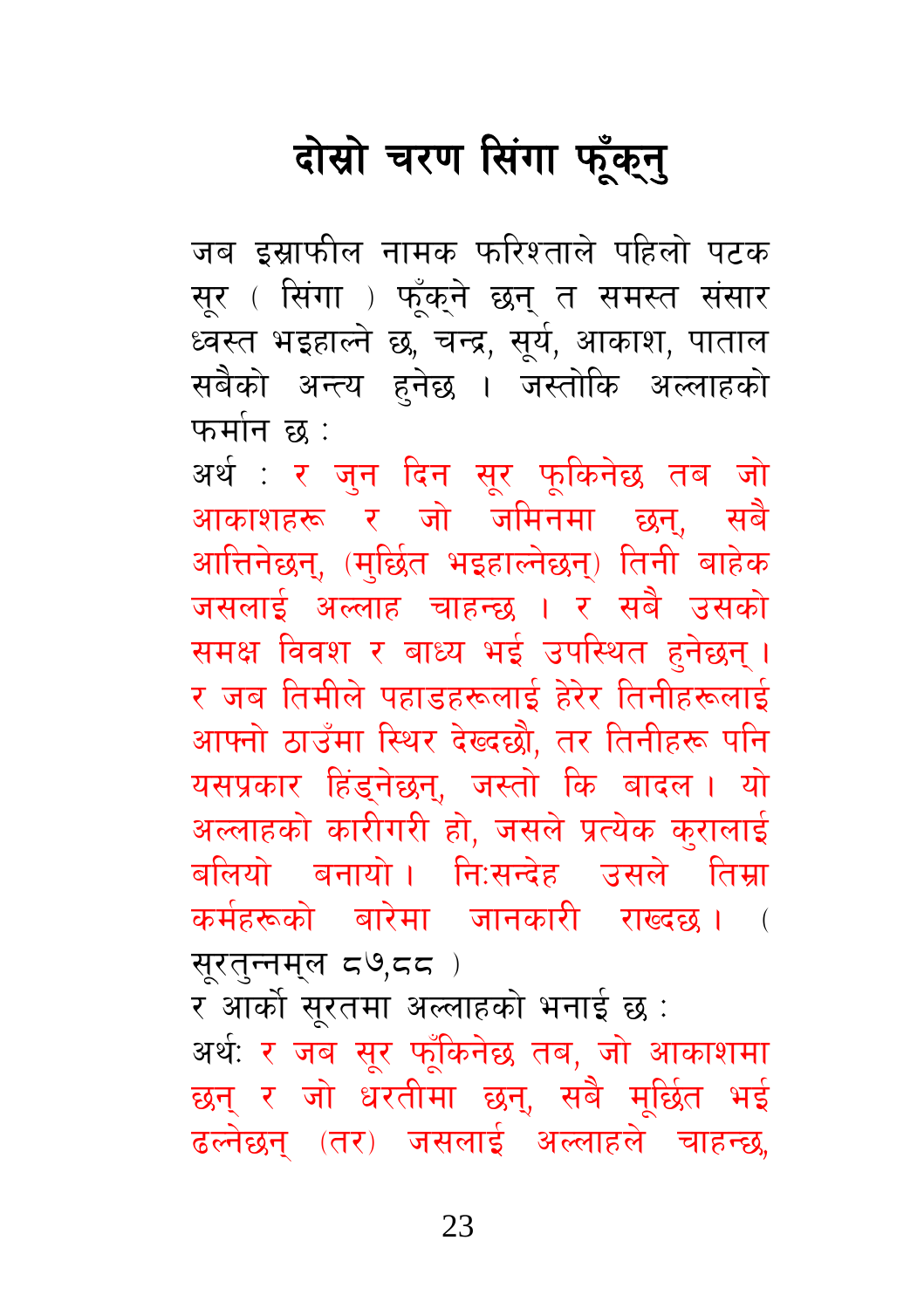# दोस्रो चरण सिंगा फूँक्नु

जब इस्राफील नामक फरिश्ताले पहिलो पटक सूर ( सिंगा ) फूँक्ने छन् त समस्त संसार ध्वस्त भइहाल्ने छ, चन्द्र, सूर्य, आकाश, पाताल सबैको अन्त्य हुनेछ । जस्तोकि अल्लाहको फर्मान छ :

अर्थ : र जुन दिन सूर फूकिनेछ तब जो आकाशहरू र जो जमिनमा छन्, सबै आत्तिनेछन्, (मुर्छित भइहाल्नेछन्) तिनी बाहेक जसलाई अल्लाह चाहन्छ । र सबै उसको समक्ष विवश र बाध्य भई उपस्थित हुनेछन् । र जब तिमीले पहाडहरूलाई हेरेर तिनीहरूलाई आफ्नो ठाउँमा स्थिर देख्दछौ, तर तिनीहरू पनि यसप्रकार हिंड्नेछन्, जस्तो कि बादल । यो अल्लाहको कारीगरी हो, जसले प्रत्येक कुरालाई बलियो बनायो । निःसन्देह उसले तिम्रा कर्महरूको बारेमा जानकारी राख्दछ । ( सूरतुन्नम्ल ८७,८८ )

र आर्को सूरतमा अल्लाहको भनाई छ :

अर्थः र जब सूर फूँकिनेछ तब, जो आकाशमा छन् र जो धरतीमा छन्, सबै मूर्छित भई ढल्नेछन् (तर) जसलाई अल्लाहले चाहन्छ,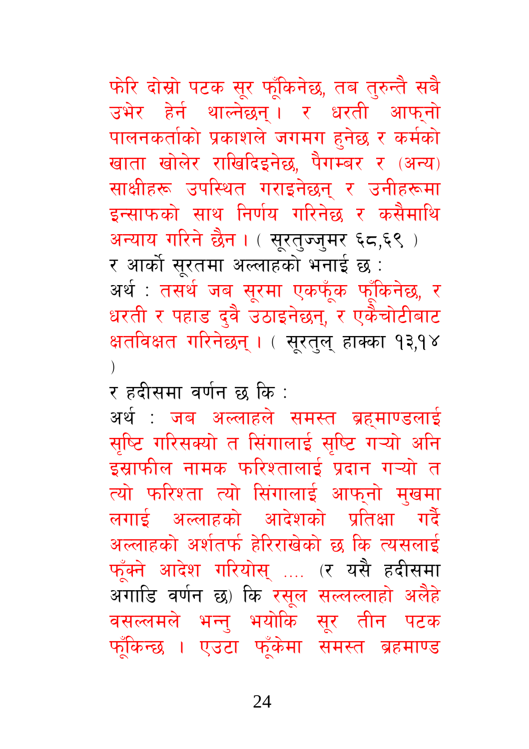फेरि दोस्रो पटक सूर फूँकिनेछ, तब तुरुन्तै सबै उभेर हेर्न थाल्नेछन् । र धरती आफ्नो पालनकर्ताको प्रकाशले जगमग हुनेछ र कर्मको खाता खोलेर राखिदिइनेछ, पैगम्बर र (अन्य) साक्षीहरू उपस्थित गराइनेछन् र उनीहरूमा इन्साफको साथ निर्णय गरिनेछ र कसैमाथि अन्याय गरिने छैन । ( सूरतुज्जुमर ६८,६९ )

र आर्को सूरतमा अल्लाहको भनाई छ :

अर्थ : तसर्थ जब सूरमा एकफूँक फूँकिनेछ, र धरती र पहाड दुवै उठाइनेछन्, र एकैचोटीबाट क्षतविक्षत गरिनेछन् । ( सूरतुल् हाक्का १३,१४ )

र हदीसमा वर्णन छ कि :

अर्थ : जब अल्लाहले समस्त ब्रह्माण्डलाई सृष्टि गरिसक्यो त सिंगालाई सृष्टि गऱ्यो अनि इस्राफील नामक फरिश्तालाई प्रदान गऱ्यो त त्यो फरिश्ता त्यो सिंगालाई आफ्नो मुखमा लगाई अल्लाहको आदेशको प्रतिक्षा गर्दै अल्लाहको अर्शतर्फ हेरिराखेको छ कि त्यसलाई फूँक्ने आदेश गरियोस् .... (र यसै हदीसमा अगाडि वर्णन छ) कि रसूल सल्लल्लाहो अलैहे वसल्लमले भन्नु भयोकि सूर तीन पटक फूँकिन्छ । एउटा फूँकेमा समस्त ब्रहमाण्ड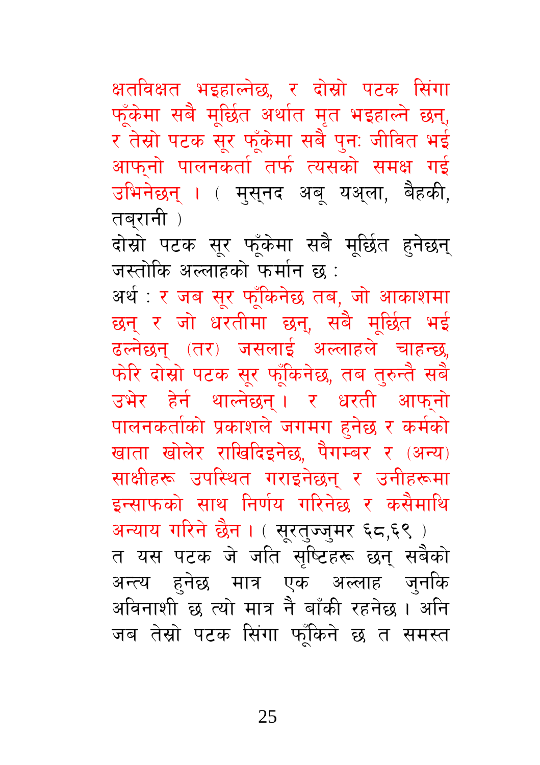क्षतविक्षत भइहाल्नेछ, र दोस्रो पटक सिंगा फूँकेमा सबै मूर्छित अर्थात मृत भइहाल्ने छन्, र तेस्रो पटक सूर फूँकेमा सबै पुनः जीवित भई आफ्नो पालनकर्ता तर्फ त्यसको समक्ष गई उभिनेछन् । ( मुस्नद अबू यअ्ला, बैहकी, तब्रानी )

दोस्रो पटक सूर फूँकेमा सबै मूर्छित हुनेछन् जस्तोकि अल्लाहको फर्मान छ :

अर्थ : र जब सूर फूँकिनेछ तब, जो आकाशमा छन् र जो धरतीमा छन्, सबै मूर्छित भई ढल्नेछन् (तर) जसलाई अल्लाहले चाहन्छ, फेरि दोस्रो पटक सूर फूँकिनेछ, तब तुरुन्तै सबै उभेर हेर्न थाल्नेछन् । र धरती आफ्नो पालनकर्ताको प्रकाशले जगमग हुनेछ र कर्मको खाता खोलेर राखिदिइनेछ, पैगम्बर र (अन्य) साक्षीहरू उपस्थित गराइनेछन् र उनीहरूमा इन्साफको साथ निर्णय गरिनेछ र कसैमाथि अन्याय गरिने छैन । ( सूरतुज्जुमर ६८,६९ )

त यस पटक जे जति सृष्टिहरू छन् सबैको अन्त्य हुनेछ मात्र एक अल्लाह जुनकि अविनाशी छ त्यो मात्र नै बाँकी रहनेछ । अनि जब तेस्रो पटक सिंगा फूँकिने छ त समस्त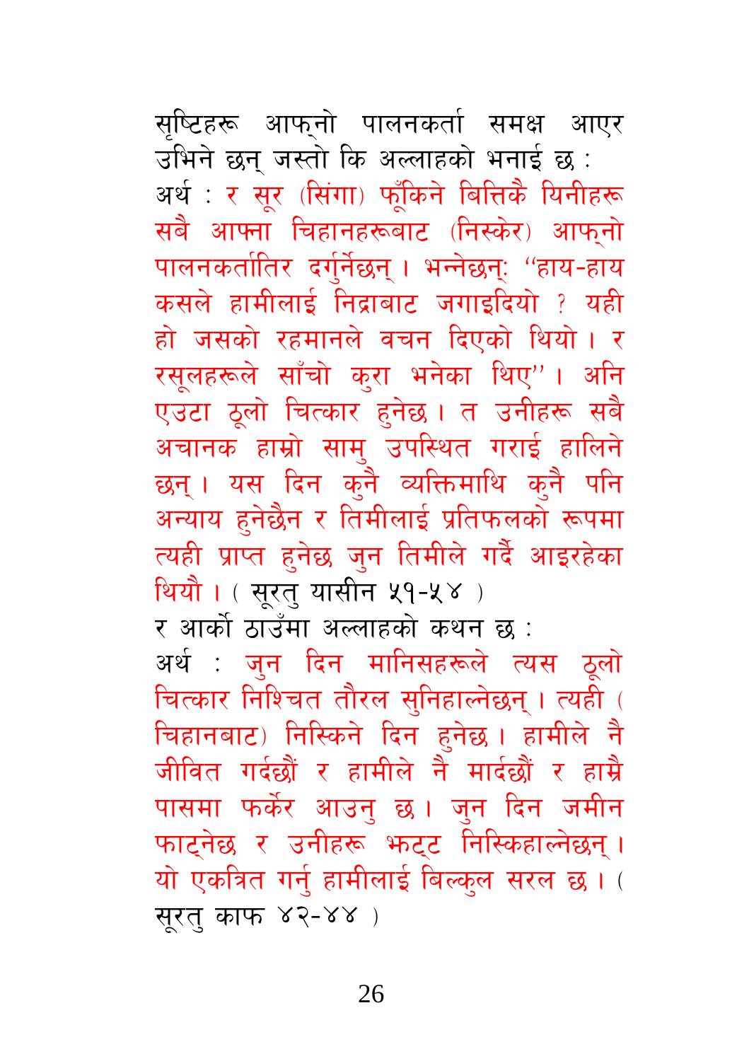सृष्टिहरू आफ्नो पालनकर्ता समक्ष आएर उभिने छन् जस्तो कि अल्लाहको भनाई छ :

अर्थ : र सूर (सिंगा) फूँकिने बित्तिकै यिनीहरू सबै आफ्ना चिहानहरूबाट (निस्केर) आफ्नो पालनकर्तातिर दर्गुनेछन् । भन्नेछन्: "हाय-हाय कसले हामीलाई निद्राबाट जगाइदियो ? यही हो जसको रहमानले वचन दिएको थियो । र रसूलहरूले साँचो कुरा भनेका थिए" । अनि एउटा ठूलो चित्कार हुनेछ । त उनीहरू सबै अचानक हाम्रो सामु उपस्थित गराई हालिने छन् । यस दिन कुनै व्यक्तिमाथि कुनै पनि अन्याय हुनेछैन र तिमीलाई प्रतिफलको रूपमा त्यही प्राप्त हुनेछ जुन तिमीले गर्दै आइरहेका थियौ । ( सूरतु यासीन ५१-५४ )

र आर्को ठाउँमा अल्लाहको कथन छ :

अर्थ : जुन दिन मानिसहरूले त्यस ठूलो चित्कार निश्चित तौरल सुनिहाल्नेछन् । त्यही ( चिहानबाट) निस्किने दिन हुनेछ । हामीले नै जीवित गर्दछौं र हामीले नै मार्दछौं र हाम्रै पासमा फर्केर आउनु छ । जुन दिन जमीन फाट्नेछ र उनीहरू झट्ट निस्किहाल्नेछन् । यो एकत्रित गर्नु हामीलाई बिल्कुल सरल छ । ( सूरतु काफ ४२-४४ )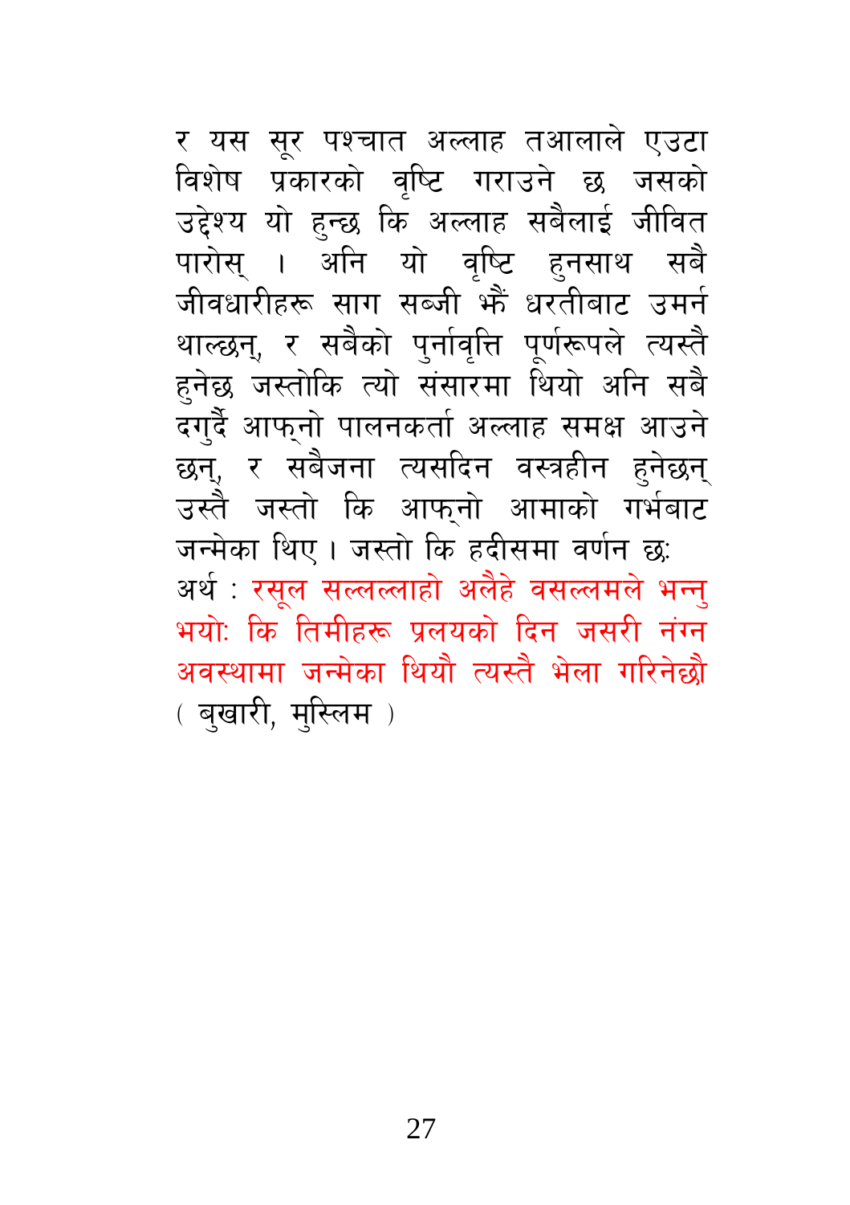र यस सूर पश्चात अल्लाह तआलाले एउटा विशेष प्रकारको वृष्टि गराउने छ जसको उद्देश्य यो हुन्छ कि अल्लाह सबैलाई जीवित पारोस् । अनि यो वृष्टि हुनसाथ सबै जीवधारीहरू साग सब्जी झैं धरतीबाट उमर्न थाल्छन्, र सबैको पुर्नावृत्ति पूर्णरूपले त्यस्तै हुनेछ जस्तोकि त्यो संसारमा थियो अनि सबै दगुर्दै आफ्नो पालनकर्ता अल्लाह समक्ष आउने छन्, र सबैजना त्यसदिन वस्त्रहीन हुनेछन् उस्तै जस्तो कि आफ्नो आमाको गर्भबाट जन्मेका थिए । जस्तो कि हदीसमा वर्णन छः

अर्थ : रसूल सल्लल्लाहो अलैहे वसल्लमले भन्नु भयोः कि तिमीहरू प्रलयको दिन जसरी नंग्न अवस्थामा जन्मेका थियौ त्यस्तै भेला गरिनेछौ ( बुखारी, मुस्लिम )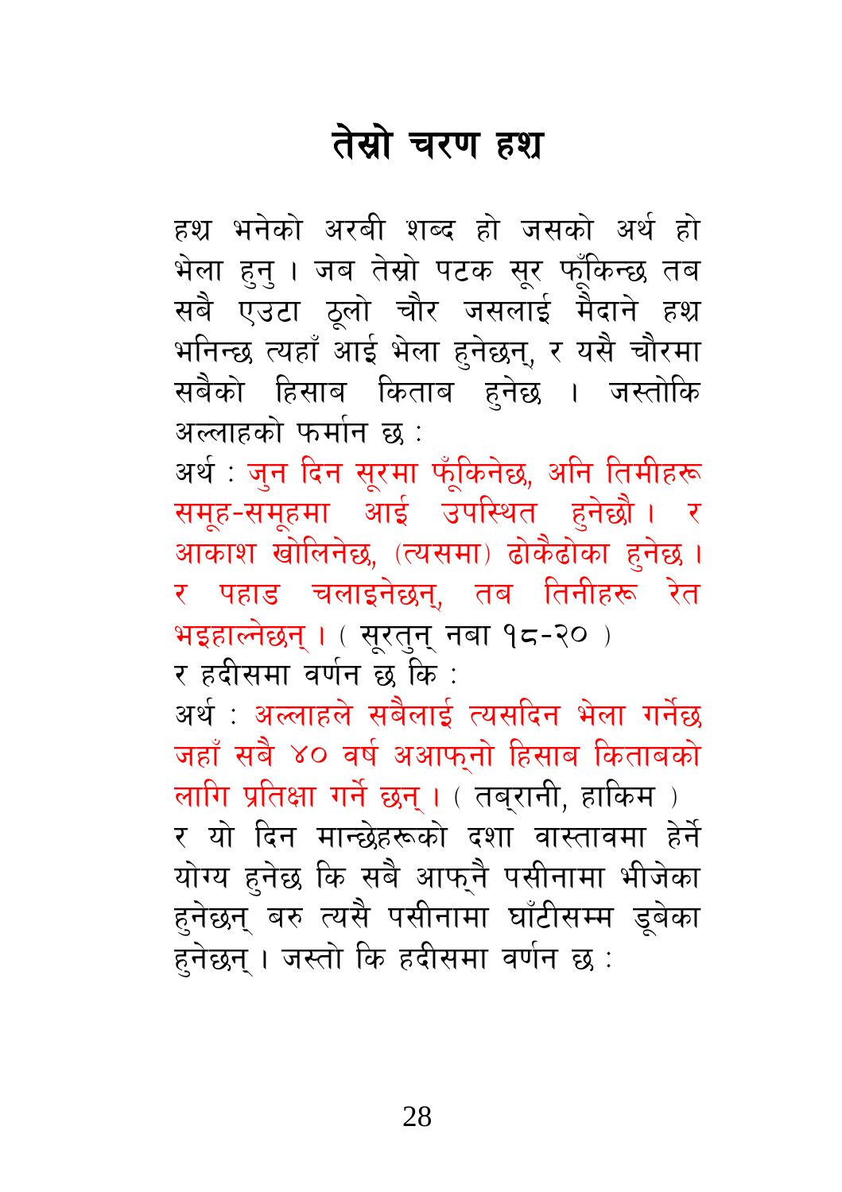# तेस्रो चरण हश्र

हश्र भनेको अरबी शब्द हो जसको अर्थ हो भेला हुनु । जब तेस्रो पटक सूर फूँकिन्छ तब सबै एउटा ठूलो चौर जसलाई मैदाने हश्र भनिन्छ त्यहाँ आई भेला हुनेछन्, र यसै चौरमा सबैको हिसाब किताब हुनेछ । जस्तोकि अल्लाहको फर्मान छ :

अर्थ : जुन दिन सूरमा फूँकिनेछ, अनि तिमीहरू समूह-समूहमा आई उपस्थित हुनेछौ । र आकाश खोलिनेछ, (त्यसमा) ढोकैढोका हुनेछ । र पहाड चलाइनेछन्, तब तिनीहरू रेत भइहाल्नेछन् । ( सूरतुन् नबा १८-२० )

र हदीसमा वर्णन छ कि :

अर्थ : अल्लाहले सबैलाई त्यसदिन भेला गर्नेछ जहाँ सबै ४० वर्ष अआफ्नो हिसाब किताबको लागि प्रतिक्षा गर्ने छन् । ( तब्रानी, हाकिम )

र यो दिन मान्छेहरूको दशा वास्तावमा हेर्ने योग्य हुनेछ कि सबै आफ्नै पसीनामा भीजेका हुनेछन् बरु त्यसै पसीनामा घाँटीसम्म डूबेका हुनेछन् । जस्तो कि हदीसमा वर्णन छ :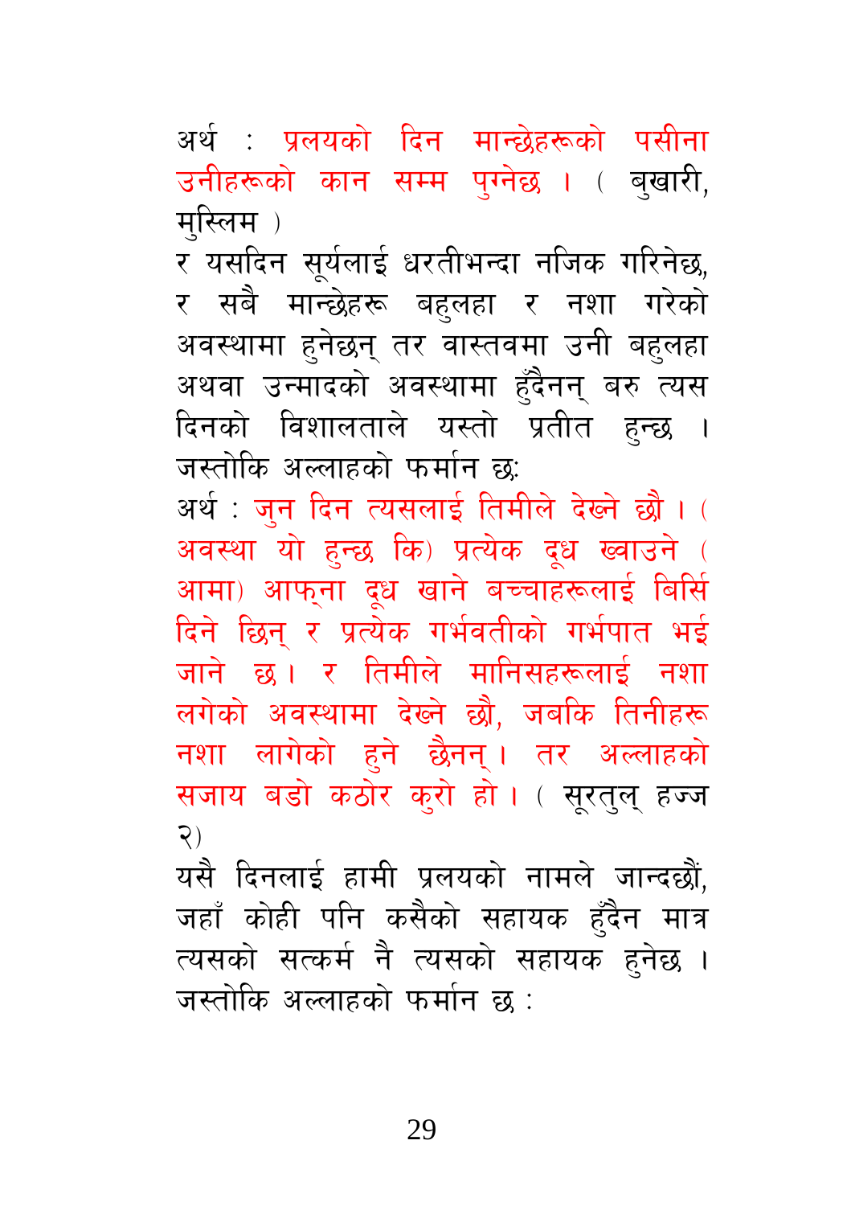अर्थ : प्रलयको दिन मान्छेहरूको पसीना उनीहरूको कान सम्म पुग्नेछ । ( बुखारी, मुस्लिम )

र यसदिन सूर्यलाई धरतीभन्दा नजिक गरिनेछ, र सबै मान्छेहरू बहुलहा र नशा गरेको अवस्थामा हुनेछन् तर वास्तवमा उनी बहुलहा अथवा उन्मादको अवस्थामा हुँदैनन् बरु त्यस दिनको विशालताले यस्तो प्रतीत हुन्छ । जस्तोकि अल्लाहको फर्मान छः

अर्थ : जुन दिन त्यसलाई तिमीले देख्ने छौ । ( अवस्था यो हुन्छ कि) प्रत्येक दूध ख्वाउने ( आमा) आफ्ना दूध खाने बच्चाहरूलाई बिर्सि दिने छिन् र प्रत्येक गर्भवतीको गर्भपात भई जाने छ । र तिमीले मानिसहरूलाई नशा लगेको अवस्थामा देख्ने छौ, जबकि तिनीहरू नशा लागेको हुने छैनन् । तर अल्लाहको सजाय बडो कठोर कुरो हो । ( सूरतुल् हज्ज २)

यसै दिनलाई हामी प्रलयको नामले जान्दछौं, जहाँ कोही पनि कसैको सहायक हुँदैन मात्र त्यसको सत्कर्म नै त्यसको सहायक हुनेछ । जस्तोकि अल्लाहको फर्मान छ :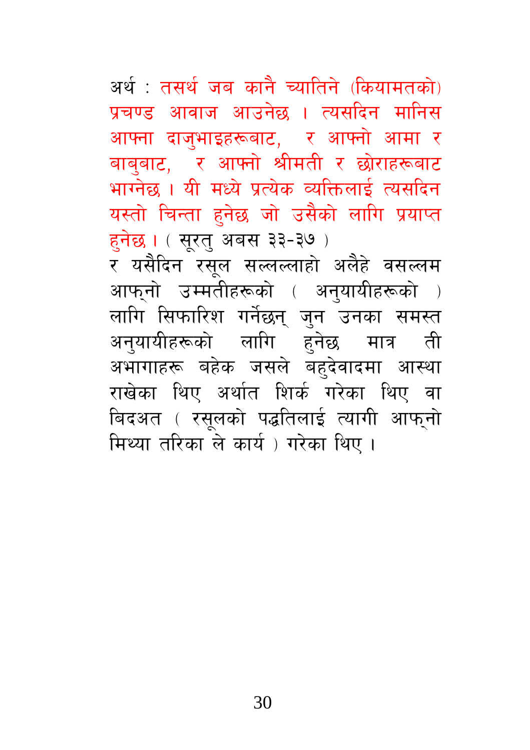अर्थ : तसर्थ जब कानै च्यातिने (कियामतको) प्रचण्ड आवाज आउनेछ । त्यसदिन मानिस आफ्ना दाजुभाइहरूबाट, र आफ्नो आमा र बाबुबाट, र आफ्नो श्रीमती र छोराहरूबाट भाग्नेछ । यी मध्ये प्रत्येक व्यक्तिलाई त्यसदिन यस्तो चिन्ता हुनेछ जो उसैको लागि प्रयाप्त हुनेछ । ( सूरत् अबस ३३-३७ )

र यसैदिन रसूल सल्लल्लाहो अलैहे वसल्लम आफ्नो उम्मतीहरूको ( अनुयायीहरूको ) लागि सिफारिश गर्नेछन् जुन उनका समस्त अनुयायीहरूको लागि हुनेछ मात्र ती अभागाहरू बहेक जसले बहुदेवादमा आस्था राखेका थिए अर्थात शिर्क गरेका थिए वा बिदअत ( रसूलको पद्धतिलाई त्यागी आफ्नो मिथ्या तरिका ले कार्य ) गरेका थिए ।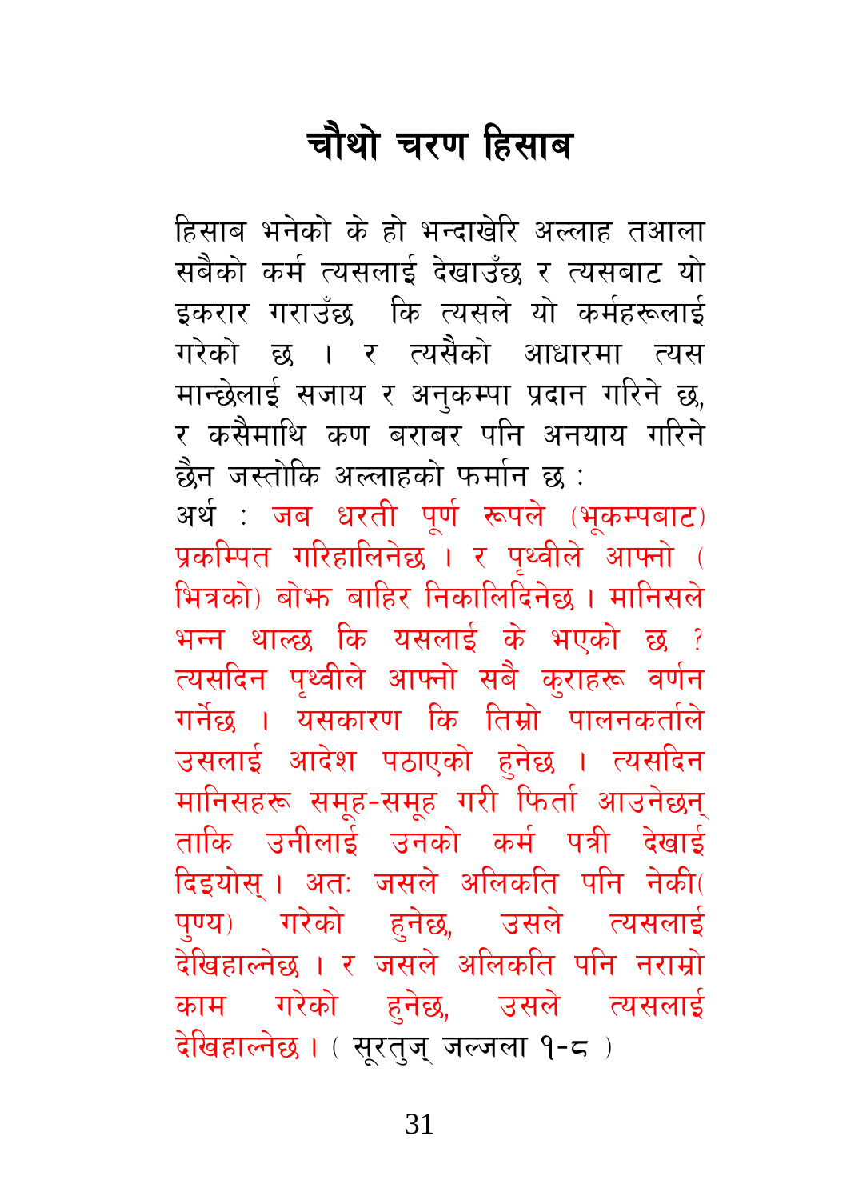# चौथो चरण हिसाब

हिसाब भनेको के हो भन्दाखेरि अल्लाह तआला सबैको कर्म त्यसलाई देखाउँछ र त्यसबाट यो इकरार गराउँछ कि त्यसले यो कर्महरूलाई गरेको छ । र त्यसैको आधारमा त्यस मान्छेलाई सजाय र अनुकम्पा प्रदान गरिने छ, र कसैमाथि कण बराबर पनि अनयाय गरिने छैन जस्तोकि अल्लाहको फर्मान छ :

अर्थ : जब धरती पूर्ण रूपले (भूकम्पबाट) प्रकम्पित गरिहालिनेछ । र पृथ्वीले आफ्नो ( भित्रको) बोझ बाहिर निकालिदिनेछ । मानिसले भन्न थाल्छ कि यसलाई के भएको छ ? त्यसदिन पृथ्वीले आफ्नो सबै कुराहरू वर्णन गर्नेछ । यसकारण कि तिम्रो पालनकर्ताले उसलाई आदेश पठाएको हुनेछ । त्यसदिन मानिसहरू समूह-समूह गरी फिर्ता आउनेछन् ताकि उनीलाई उनको कर्म पत्री देखाई दिइयोस् । अतः जसले अलिकति पनि नेकी( पुण्य) गरेको हुनेछ, उसले त्यसलाई देखिहाल्नेछ । र जसले अलिकति पनि नराम्रो काम गरेको हुनेछ, उसले त्यसलाई देखिहाल्नेछ । ( सूरतुज् जल्जला १-८ )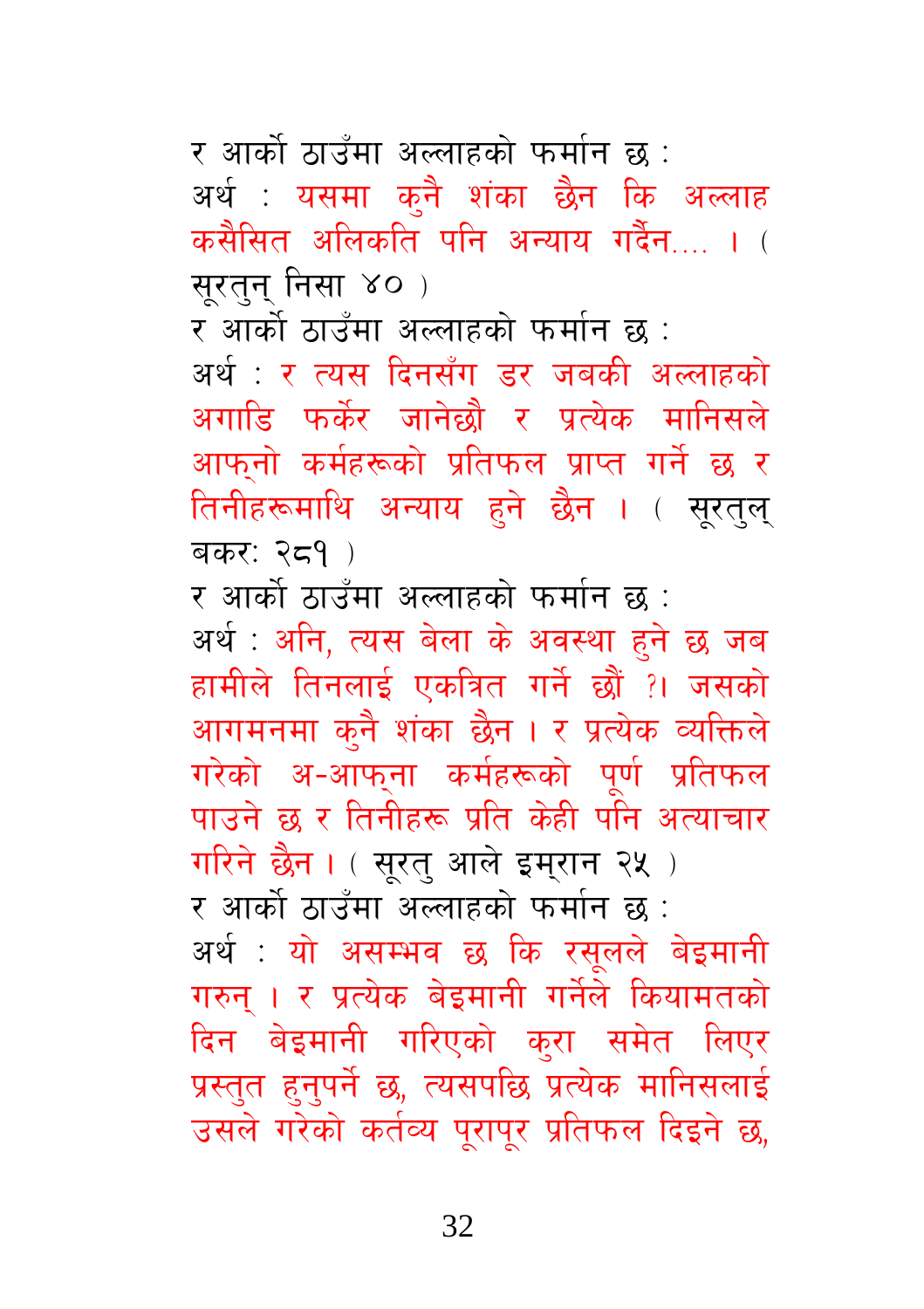र आर्को ठाउँमा अल्लाहको फर्मान छ :

अर्थ : यसमा कुनै शंका छैन कि अल्लाह कसैसित अलिकति पनि अन्याय गर्दैन.... । ( सूरतुन् निसा ४० )

र आर्को ठाउँमा अल्लाहको फर्मान छ :

अर्थ : र त्यस दिनसँग डर जबकी अल्लाहको अगाडि फर्केर जानेछौ र प्रत्येक मानिसले आफ्नो कर्महरूको प्रतिफल प्राप्त गर्ने छ र तिनीहरूमाथि अन्याय हुने छैन । ( सूरतुल् बकर: २८१ )

र आर्को ठाउँमा अल्लाहको फर्मान छ :

अर्थ : अनि, त्यस बेला के अवस्था हुने छ जब हामीले तिनलाई एकत्रित गर्ने छौं ?। जसको आगमनमा कुनै शंका छैन । र प्रत्येक व्यक्तिले गरेको अ-आफ्ना कर्महरूको पूर्ण प्रतिफल पाउने छ र तिनीहरू प्रति केही पनि अत्याचार गरिने छैन । ( सूरतु आले इम्रान २५ )

र आर्को ठाउँमा अल्लाहको फर्मान छ :

अर्थ : यो असम्भव छ कि रसूलले बेइमानी गरुन् । र प्रत्येक बेइमानी गर्नेले कियामतको दिन बेइमानी गरिएको कुरा समेत लिएर प्रस्तुत हुनुपर्ने छ, त्यसपछि प्रत्येक मानिसलाई उसले गरेको कर्तव्य पूरापूर प्रतिफल दिइने छ,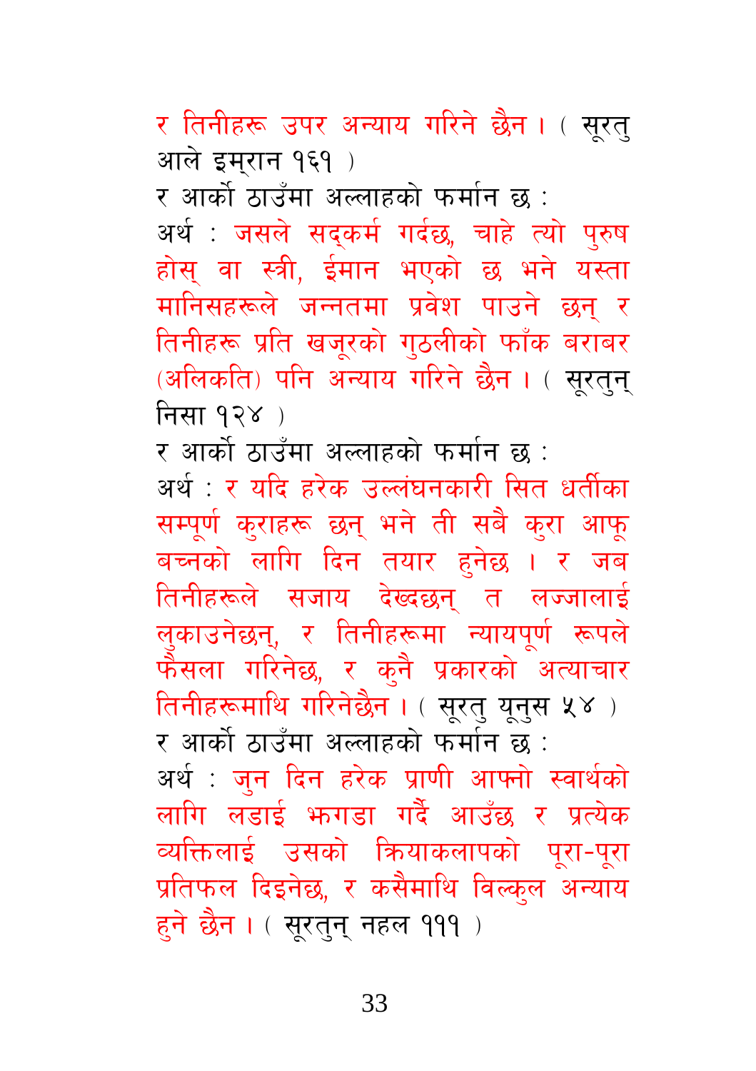र तिनीहरू उपर अन्याय गरिने छैन। ( सूरतु आले इम्रान १६१ )

र आर्को ठाउँमा अल्लाहको फर्मान छ :

अर्थ : जसले सद्‌कर्म गर्दछ, चाहे त्यो पुरुष होस्‌ वा स्त्री, ईमान भएको छ भने यस्ता मानिसहरूले जन्नतमा प्रवेश पाउने छन्‌ र तिनीहरू प्रति खजूरको गुठलीको फाँक बराबर (अलिकति) पनि अन्याय गरिने छैन। ( सूरतुन्‌ निसा १२४ )

र आर्को ठाउँमा अल्लाहको फर्मान छ :

अर्थ : र यदि हरेक उल्लंघनकारी सित धर्तीका सम्पूर्ण कुराहरू छन्‌ भने ती सबै कुरा आफू बच्नको लागि दिन तयार हुनेछ। र जब तिनीहरूले सजाय देख्दछन्‌ त लज्जालाई लुकाउनेछन्, र तिनीहरूमा न्यायपूर्ण रूपले फैसला गरिनेछ, र कुनै प्रकारको अत्याचार तिनीहरूमाथि गरिनेछैन। ( सूरतु यूनुस ५४ )

र आर्को ठाउँमा अल्लाहको फर्मान छ :

अर्थ : जुन दिन हरेक प्राणी आफ्नो स्वार्थको लागि लडाई झगडा गर्दै आउँछ र प्रत्येक व्यक्तिलाई उसको क्रियाकलापको पूरा-पूरा प्रतिफल दिइनेछ, र कसैमाथि विल्कुल अन्याय हुने छैन। ( सूरतुन्‌ नहल १११ )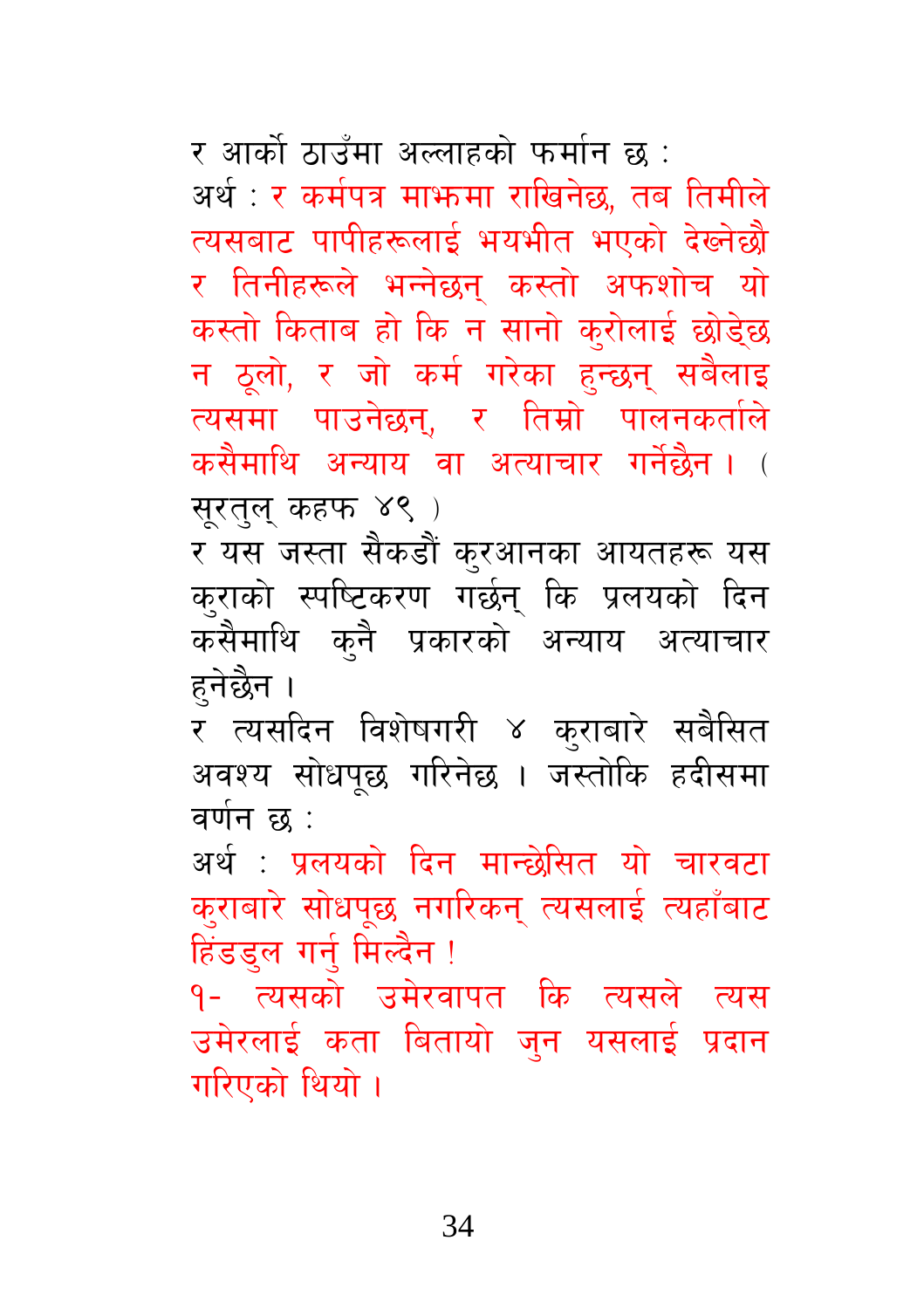र आर्को ठाउँमा अल्लाहको फर्मान छ :

अर्थ : र कर्मपत्र माझमा राखिनेछ, तब तिमीले त्यसबाट पापीहरूलाई भयभीत भएको देख्नेछौ र तिनीहरूले भन्नेछन् कस्तो अफशोच यो कस्तो किताब हो कि न सानो कुरोलाई छोड्छ न ठूलो, र जो कर्म गरेका हुन्छन् सबैलाइ त्यसमा पाउनेछन्, र तिम्रो पालनकर्ताले कसैमाथि अन्याय वा अत्याचार गर्नेछैन । ( सूरतुल् कहफ ४९ )

र यस जस्ता सैकडौं कुरआनका आयतहरू यस कुराको स्पष्टिकरण गर्छन् कि प्रलयको दिन कसैमाथि कुनै प्रकारको अन्याय अत्याचार हुनेछैन ।

र त्यसदिन विशेषगरी ४ कुराबारे सबैसित अवश्य सोधपूछ गरिनेछ । जस्तोकि हदीसमा वर्णन छ :

अर्थ : प्रलयको दिन मान्छेसित यो चारवटा कुराबारे सोधपूछ नगरिकन् त्यसलाई त्यहाँबाट हिंडडुल गर्नु मिल्दैन !

१- त्यसको उमेरवापत कि त्यसले त्यस उमेरलाई कता बितायो जुन यसलाई प्रदान गरिएको थियो ।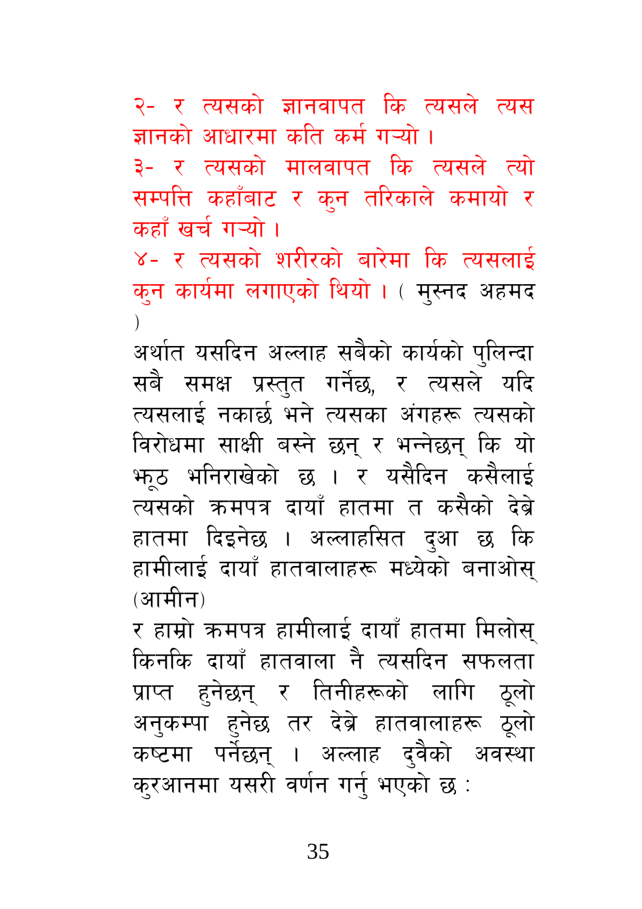२- र त्यसको ज्ञानवापत कि त्यसले त्यस ज्ञानको आधारमा कति कर्म गऱ्यो ।

३- र त्यसको मालवापत कि त्यसले त्यो सम्पत्ति कहाँबाट र कुन तरिकाले कमायो र कहाँ खर्च गऱ्यो ।

४- र त्यसको शरीरको बारेमा कि त्यसलाई कुन कार्यमा लगाएको थियो । ( मुस्नद अहमद )

अर्थात यसदिन अल्लाह सबैको कार्यको पुलिन्दा सबै समक्ष प्रस्तुत गर्नेछ, र त्यसले यदि त्यसलाई नकार्छ भने त्यसका अंगहरू त्यसको विरोधमा साक्षी बस्ने छन् र भन्नेछन् कि यो झूठ भनिराखेको छ । र यसैदिन कसैलाई त्यसको कर्मपत्र दायाँ हातमा त कसैको देब्रे हातमा दिइनेछ । अल्लाहसित दुआ छ कि हामीलाई दायाँ हातवालाहरू मध्येको बनाओस् (आमीन)

र हाम्रो कर्मपत्र हामीलाई दायाँ हातमा मिलोस् किनकि दायाँ हातवाला नै त्यसदिन सफलता प्राप्त हुनेछन् र तिनीहरूको लागि ठूलो अनुकम्पा हुनेछ तर देब्रे हातवालाहरू ठूलो कष्टमा पर्नेछन् । अल्लाह दुवैको अवस्था कुरआनमा यसरी वर्णन गर्नु भएको छ :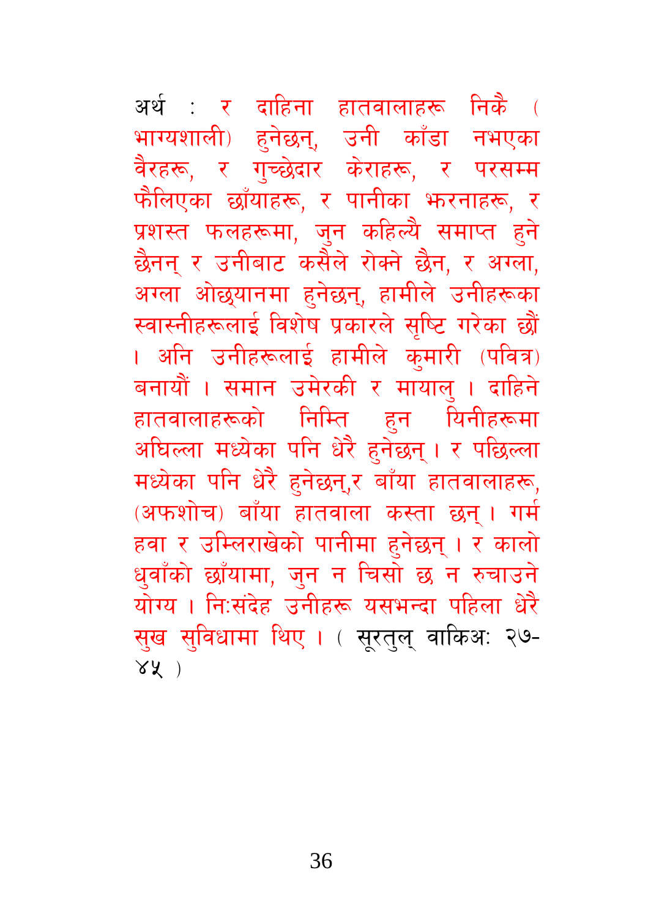अर्थ : र दाहिना हातवालाहरू निकै ( भाग्यशाली) हुनेछन्, उनी काँडा नभएका वैरहरू, र गुच्छेदार केराहरू, र परसम्म फैलिएका छाँयाहरू, र पानीका झरनाहरू, र प्रशस्त फलहरूमा, जुन कहिल्यै समाप्त हुने छैनन् र उनीबाट कसैले रोक्ने छैन, र अग्ला, अग्ला ओछ्यानमा हुनेछन्, हामीले उनीहरूका स्वास्नीहरूलाई विशेष प्रकारले सृष्टि गरेका छौं । अनि उनीहरूलाई हामीले कुमारी (पवित्र) बनायौं । समान उमेरकी र मायालु । दाहिने हातवालाहरूको निम्ति हुन यिनीहरूमा अघिल्ला मध्येका पनि धेरै हुनेछन् । र पछिल्ला मध्येका पनि धेरै हुनेछन्,र बाँया हातवालाहरू, (अफशोच) बाँया हातवाला कस्ता छन् । गर्म हवा र उम्लिराखेको पानीमा हुनेछन् । र कालो धुवाँको छाँयामा, जुन न चिसो छ न रुचाउने योग्य । निःसंदेह उनीहरू यसभन्दा पहिला धेरै सुख सुविधामा थिए । ( सूरतुल् वाकिअः २७-४५ )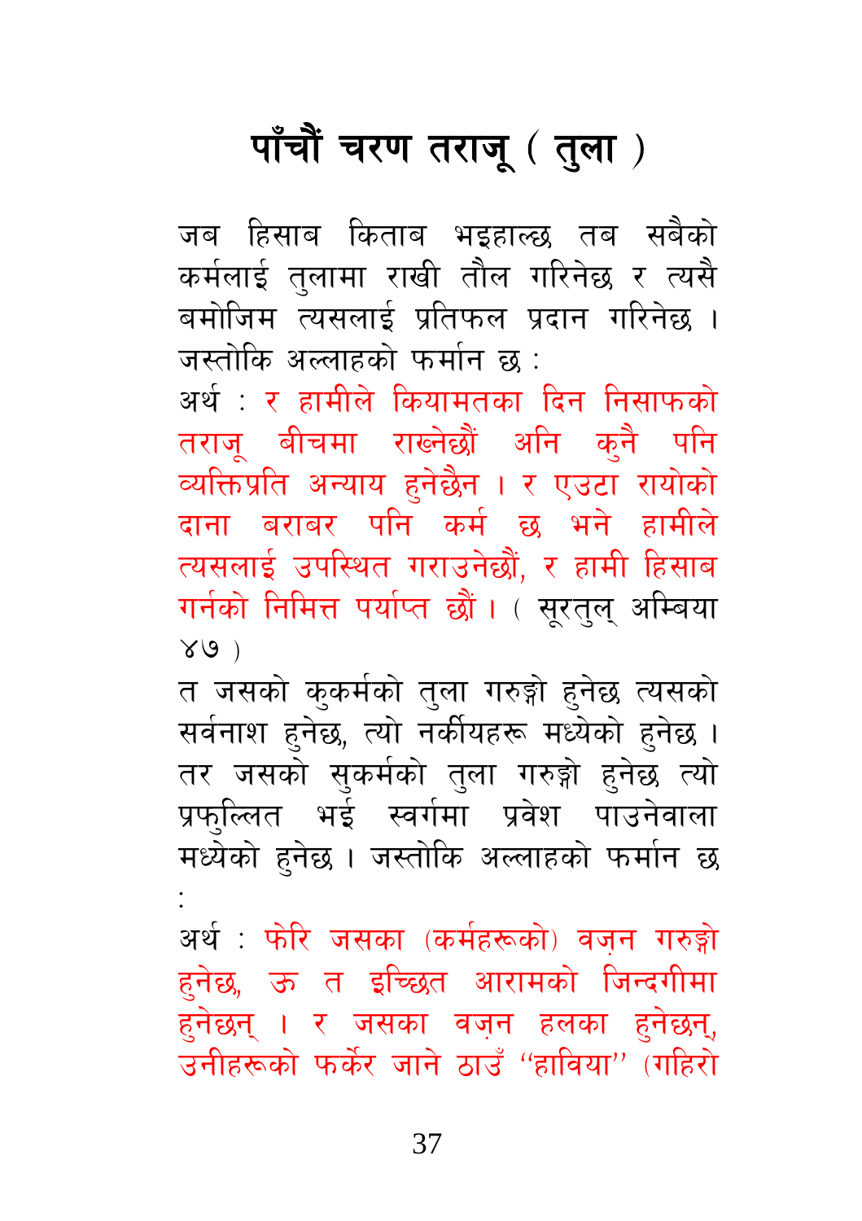# पाँचौं चरण तराजू ( तुला )

जब हिसाब किताब भइहाल्छ तब सबैको कर्मलाई तुलामा राखी तौल गरिनेछ र त्यसै बमोजिम त्यसलाई प्रतिफल प्रदान गरिनेछ । जस्तोकि अल्लाहको फर्मान छ :

अर्थ : र हामीले कियामतका दिन निसाफको तराजू बीचमा राख्नेछौं अनि कुनै पनि व्यक्तिप्रति अन्याय हुनेछैन । र एउटा रायोको दाना बराबर पनि कर्म छ भने हामीले त्यसलाई उपस्थित गराउनेछौं, र हामी हिसाब गर्नको निमित्त पर्याप्त छौं । ( सूरतुल् अम्बिया ४७ )

त जसको कुकर्मको तुला गरुङ्गो हुनेछ त्यसको सर्वनाश हुनेछ, त्यो नर्कीयहरू मध्येको हुनेछ । तर जसको सुकर्मको तुला गरुङ्गो हुनेछ त्यो प्रफुल्लित भई स्वर्गमा प्रवेश पाउनेवाला मध्येको हुनेछ । जस्तोकि अल्लाहको फर्मान छ :

अर्थ : फेरि जसका (कर्महरूको) वज़न गरुङ्गो हुनेछ, ऊ त इच्छित आरामको जिन्दगीमा हुनेछन् । र जसका वज़न हलका हुनेछन्, उनीहरूको फर्केर जाने ठाउँ "हाविया" (गहिरो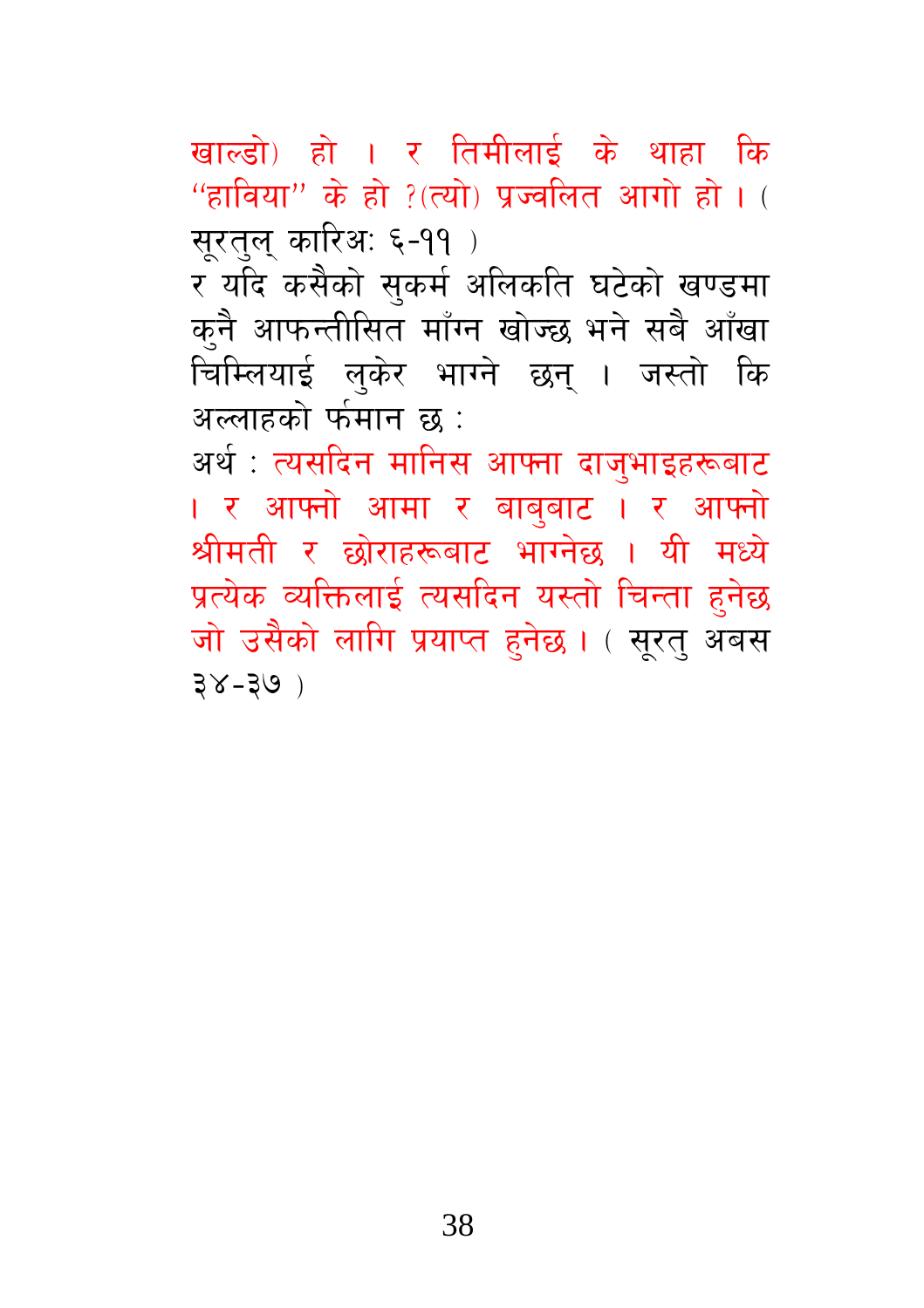खाल्डो) हो । र तिमीलाई के थाहा कि "हाविया" के हो ?(त्यो) प्रज्वलित आगो हो । ( सूरतुल् कारिअ: ६-११ )

र यदि कसैको सुकर्म अलिकति घटेको खण्डमा कुनै आफन्तीसित माँग्न खोज्छ भने सबै आँखा चिम्लियाई लुकेर भाग्ने छन् । जस्तो कि अल्लाहको फर्मान छ :

अर्थ : त्यसदिन मानिस आफ्ना दाजुभाइहरूबाट । र आफ्नो आमा र बाबुबाट । र आफ्नो श्रीमती र छोराहरूबाट भाग्नेछ । यी मध्ये प्रत्येक व्यक्तिलाई त्यसदिन यस्तो चिन्ता हुनेछ जो उसैको लागि प्रयाप्त हुनेछ । ( सूरतु अबस ३४-३७ )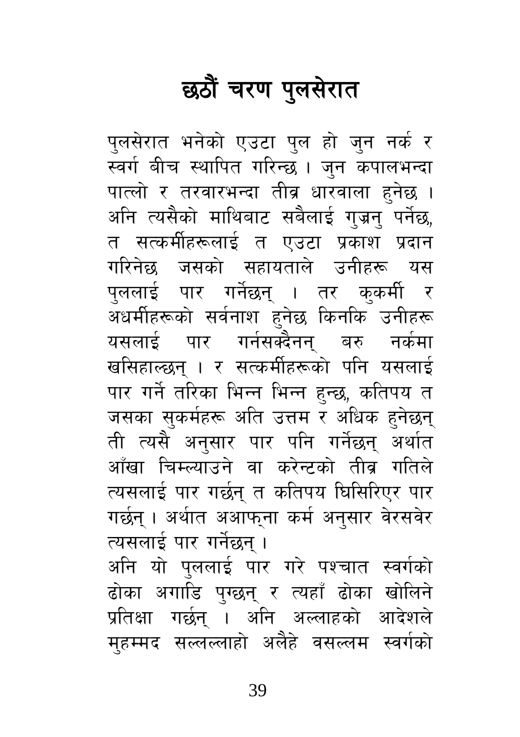# छठौं चरण पुलसेरात

पुलसेरात भनेको एउटा पुल हो जुन नर्क र स्वर्ग बीच स्थापित गरिन्छ । जुन कपालभन्दा पात्लो र तरवारभन्दा तीव्र धारवाला हुनेछ । अनि त्यसैको माथिबाट सबैलाई गुज्रनु पर्नेछ, त सत्कर्मीहरूलाई त एउटा प्रकाश प्रदान गरिनेछ जसको सहायताले उनीहरू यस पुललाई पार गर्नेछन् । तर कुकर्मी र अधर्मीहरूको सर्वनाश हुनेछ किनकि उनीहरू यसलाई पार गर्नसक्दैनन् बरु नर्कमा खसिहाल्छन् । र सत्कर्मीहरूको पनि यसलाई पार गर्ने तरिका भिन्न भिन्न हुन्छ, कतिपय त जसका सुकर्महरू अति उत्तम र अधिक हुनेछन् ती त्यसै अनुसार पार पनि गर्नेछन् अर्थात आँखा चिम्ल्याउने वा करेन्टको तीव्र गतिले त्यसलाई पार गर्छन् त कतिपय घिसिरिएर पार गर्छन् । अर्थात अआफ्ना कर्म अनुसार वेरसवेर त्यसलाई पार गर्नेछन् ।

अनि यो पुललाई पार गरे पश्चात स्वर्गको ढोका अगाडि पुग्छन् र त्यहाँ ढोका खोलिने प्रतिक्षा गर्छन् । अनि अल्लाहको आदेशले मुहम्मद सल्लल्लाहो अलैहे वसल्लम स्वर्गको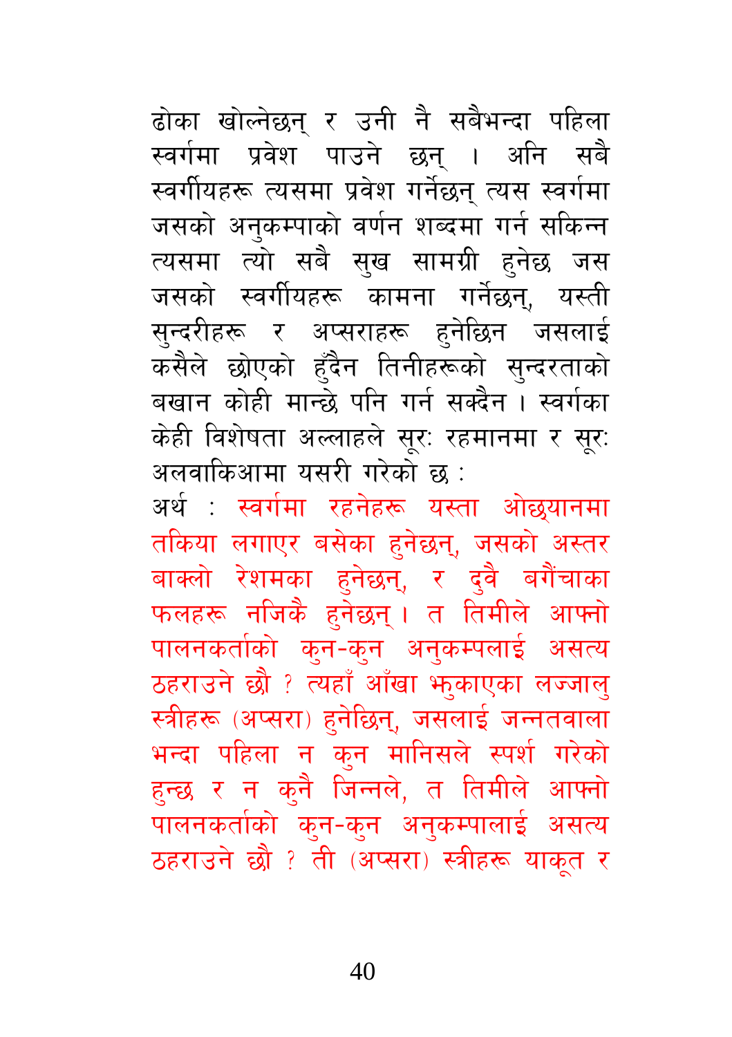ढोका खोल्नेछन् र उनी नै सबैभन्दा पहिला स्वर्गमा प्रवेश पाउने छन् । अनि सबै स्वर्गीयहरू त्यसमा प्रवेश गर्नेछन् त्यस स्वर्गमा जसको अनुकम्पाको वर्णन शब्दमा गर्न सकिन्न त्यसमा त्यो सबै सुख सामग्री हुनेछ जस जसको स्वर्गीयहरू कामना गर्नेछन्, यस्ती सुन्दरीहरू र अप्सराहरू हुनेछिन जसलाई कसैले छोएको हुँदैन तिनीहरूको सुन्दरताको बखान कोही मान्छे पनि गर्न सक्दैन । स्वर्गका केही विशेषता अल्लाहले सूरः रहमानमा र सूरः अलवाकिआमा यसरी गरेको छ :

अर्थ : स्वर्गमा रहनेहरू यस्ता ओछ्यानमा तकिया लगाएर बसेका हुनेछन्, जसको अस्तर बाक्लो रेशमका हुनेछन्, र दुवै बगैंचाका फलहरू नजिकै हुनेछन् । त तिमीले आफ्नो पालनकर्ताको कुन-कुन अनुकम्पलाई असत्य ठहराउने छौ ? त्यहाँ आँखा झुकाएका लज्जालु स्त्रीहरू (अप्सरा) हुनेछिन्, जसलाई जन्नतवाला भन्दा पहिला न कुन मानिसले स्पर्श गरेको हुन्छ र न कुनै जिन्नले, त तिमीले आफ्नो पालनकर्ताको कुन-कुन अनुकम्पालाई असत्य ठहराउने छौ ? ती (अप्सरा) स्त्रीहरू याकूत र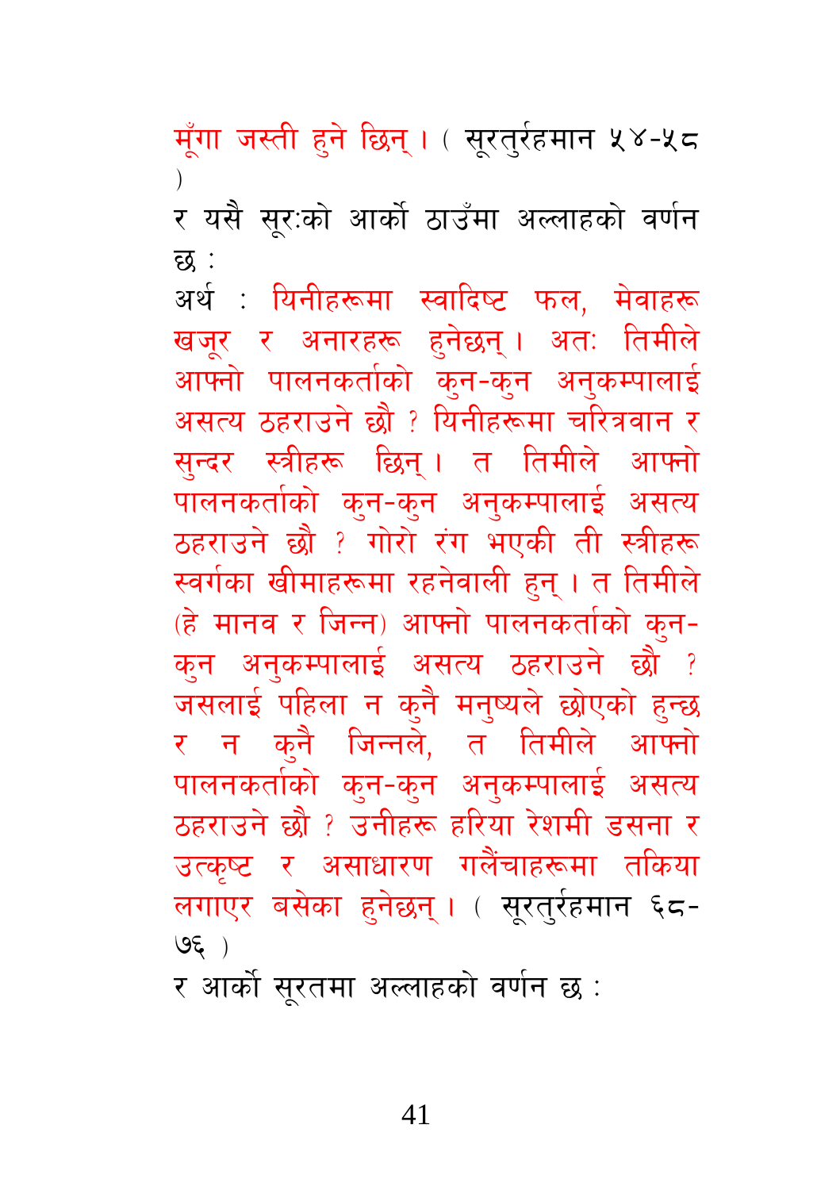मूँगा जस्ती हुने छिन् । ( सूरतुर्रहमान ५४-५८ )

र यसै सूरःको आर्को ठाउँमा अल्लाहको वर्णन छ :

अर्थ : यिनीहरूमा स्वादिष्ट फल, मेवाहरू खजूर र अनारहरू हुनेछन् । अतः तिमीले आफ्नो पालनकर्ताको कुन-कुन अनुकम्पालाई असत्य ठहराउने छौ ? यिनीहरूमा चरित्रवान र सुन्दर स्त्रीहरू छिन् । त तिमीले आफ्नो पालनकर्ताको कुन-कुन अनुकम्पालाई असत्य ठहराउने छौ ? गोरो रंग भएकी ती स्त्रीहरू स्वर्गका खीमाहरूमा रहनेवाली हुन् । त तिमीले (हे मानव र जिन्न) आफ्नो पालनकर्ताको कुन-कुन अनुकम्पालाई असत्य ठहराउने छौ ? जसलाई पहिला न कुनै मनुष्यले छोएको हुन्छ र न कुनै जिन्नले, त तिमीले आफ्नो पालनकर्ताको कुन-कुन अनुकम्पालाई असत्य ठहराउने छौ ? उनीहरू हरिया रेशमी डसना र उत्कृष्ट र असाधारण गलैंचाहरूमा तकिया लगाएर बसेका हुनेछन् । ( सूरतुर्रहमान ६८-७६ )

र आर्को सूरतमा अल्लाहको वर्णन छ :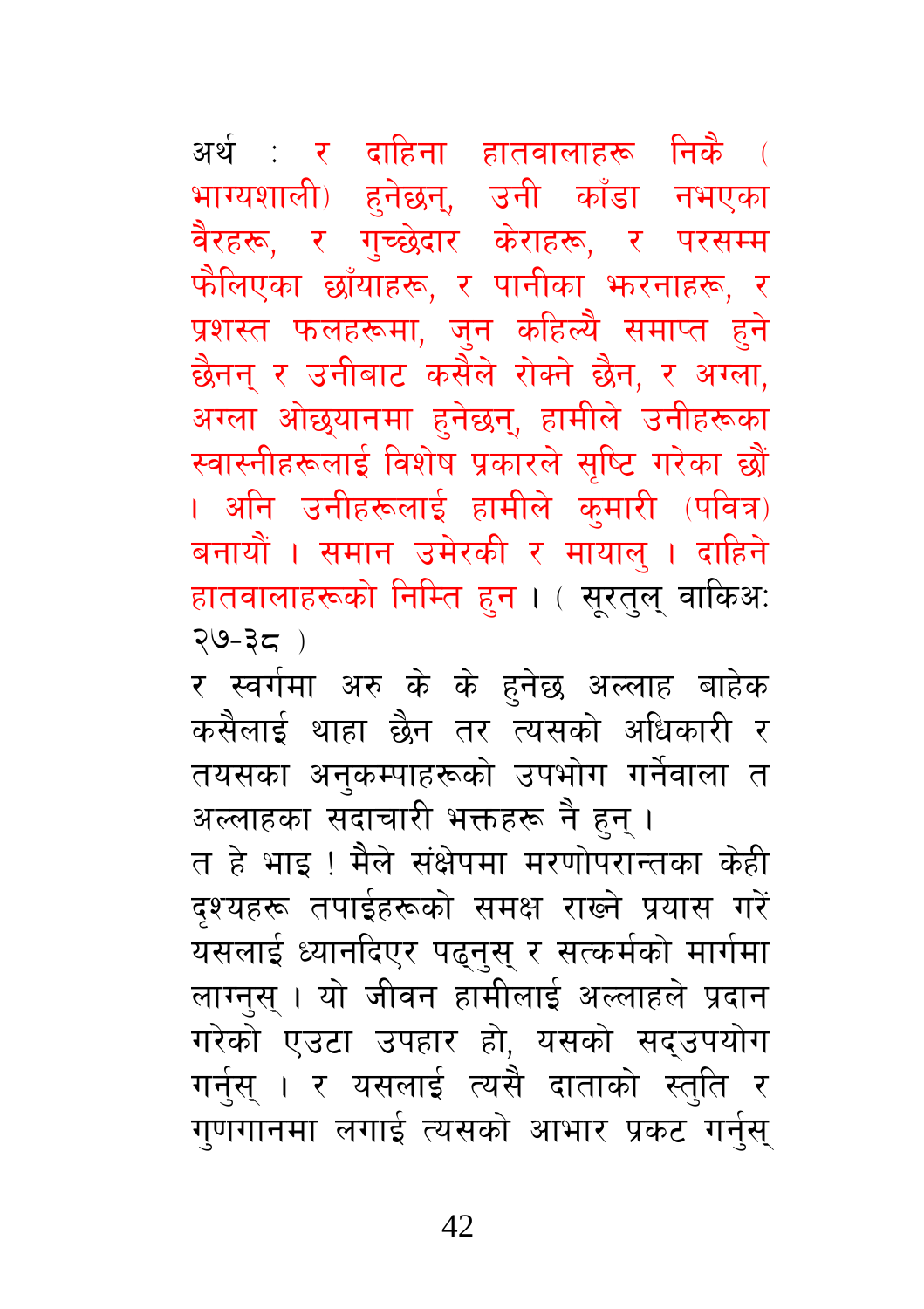अर्थ : र दाहिना हातवालाहरू निकै ( भाग्यशाली) हुनेछन्, उनी काँडा नभएका वैरहरू, र गुच्छेदार केराहरू, र परसम्म फैलिएका छाँयाहरू, र पानीका झरनाहरू, र प्रशस्त फलहरूमा, जुन कहिल्यै समाप्त हुने छैनन् र उनीबाट कसैले रोक्ने छैन, र अग्ला, अग्ला ओछ्यानमा हुनेछन्, हामीले उनीहरूका स्वास्नीहरूलाई विशेष प्रकारले सृष्टि गरेका छौं । अनि उनीहरूलाई हामीले कुमारी (पवित्र) बनायौं । समान उमेरकी र मायालु । दाहिने हातवालाहरूको निम्ति हुन । ( सूरतुल् वाकिअः २७-३८ )

र स्वर्गमा अरु के के हुनेछ अल्लाह बाहेक कसैलाई थाहा छैन तर त्यसको अधिकारी र तयसका अनुकम्पाहरूको उपभोग गर्नेवाला त अल्लाहका सदाचारी भक्तहरू नै हुन् ।

त हे भाइ ! मैले संक्षेपमा मरणोपरान्तका केही दृश्यहरू तपाईहरूको समक्ष राख्ने प्रयास गरें यसलाई ध्यानदिएर पढ्नुस् र सत्कर्मको मार्गमा लाग्नुस् । यो जीवन हामीलाई अल्लाहले प्रदान गरेको एउटा उपहार हो, यसको सद्उपयोग गर्नुस् । र यसलाई त्यसै दाताको स्तुति र गुणगानमा लगाई त्यसको आभार प्रकट गर्नुस्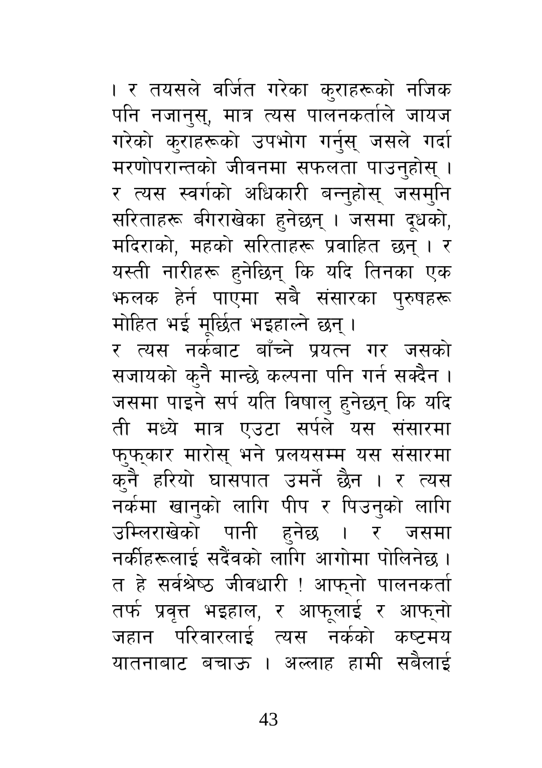। र तयसले वर्जित गरेका कुराहरूको नजिक पनि नजानुस्, मात्र त्यस पालनकर्ताले जायज गरेको कुराहरूको उपभोग गर्नुस् जसले गर्दा मरणोपरान्तको जीवनमा सफलता पाउनुहोस् । र त्यस स्वर्गको अधिकारी बन्नुहोस् जसमुनि सरिताहरू बगिराखेका हुनेछन् । जसमा दूधको, मदिराको, महको सरिताहरू प्रवाहित छन् । र यस्ती नारीहरू हुनेछिन् कि यदि तिनका एक झलक हेर्न पाएमा सबै संसारका पुरुषहरू मोहित भई मूर्छित भइहाल्ने छन् ।

र त्यस नर्कबाट बाँच्ने प्रयत्न गर जसको सजायको कुनै मान्छे कल्पना पनि गर्न सक्दैन । जसमा पाइने सर्प यति विषालु हुनेछन् कि यदि ती मध्ये मात्र एउटा सर्पले यस संसारमा फुफ्कार मारोस् भने प्रलयसम्म यस संसारमा कुनै हरियो घासपात उमर्ने छैन । र त्यस नर्कमा खानुको लागि पीप र पिउनुको लागि उम्लिराखेको पानी हुनेछ । र जसमा नर्कीहरूलाई सदैंवको लागि आगोमा पोलिनेछ । त हे सर्वश्रेष्ठ जीवधारी ! आफ्नो पालनकर्ता तर्फ प्रवृत्त भइहाल, र आफूलाई र आफ्नो जहान परिवारलाई त्यस नर्कको कष्टमय यातनाबाट बचाऊ । अल्लाह हामी सबैलाई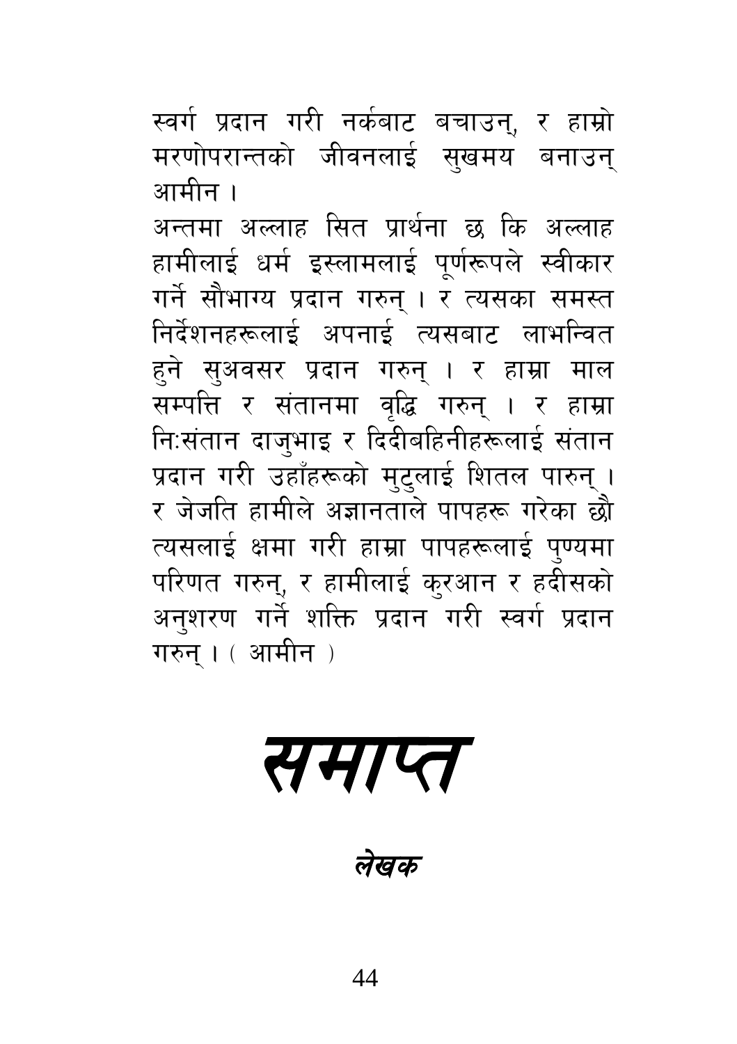स्वर्ग प्रदान गरी नर्कबाट बचाउन्, र हाम्रो मरणोपरान्तको जीवनलाई सुखमय बनाउन् आमीन ।

अन्तमा अल्लाह सित प्रार्थना छ कि अल्लाह हामीलाई धर्म इस्लामलाई पूर्णरूपले स्वीकार गर्ने सौभाग्य प्रदान गरुन् । र त्यसका समस्त निर्देशनहरूलाई अपनाई त्यसबाट लाभन्वित हुने सुअवसर प्रदान गरुन् । र हाम्रा माल सम्पत्ति र संतानमा वृद्धि गरुन् । र हाम्रा निःसंतान दाजुभाइ र दिदीबहिनीहरूलाई संतान प्रदान गरी उहाँहरूको मुटुलाई शितल पारुन् । र जेजति हामीले अज्ञानताले पापहरू गरेका छौं त्यसलाई क्षमा गरी हाम्रा पापहरूलाई पुण्यमा परिणत गरुन्, र हामीलाई कुरआन र हदीसको अनुशरण गर्ने शक्ति प्रदान गरी स्वर्ग प्रदान गरुन् । ( आमीन )

# *समाप्त*

***लेखक***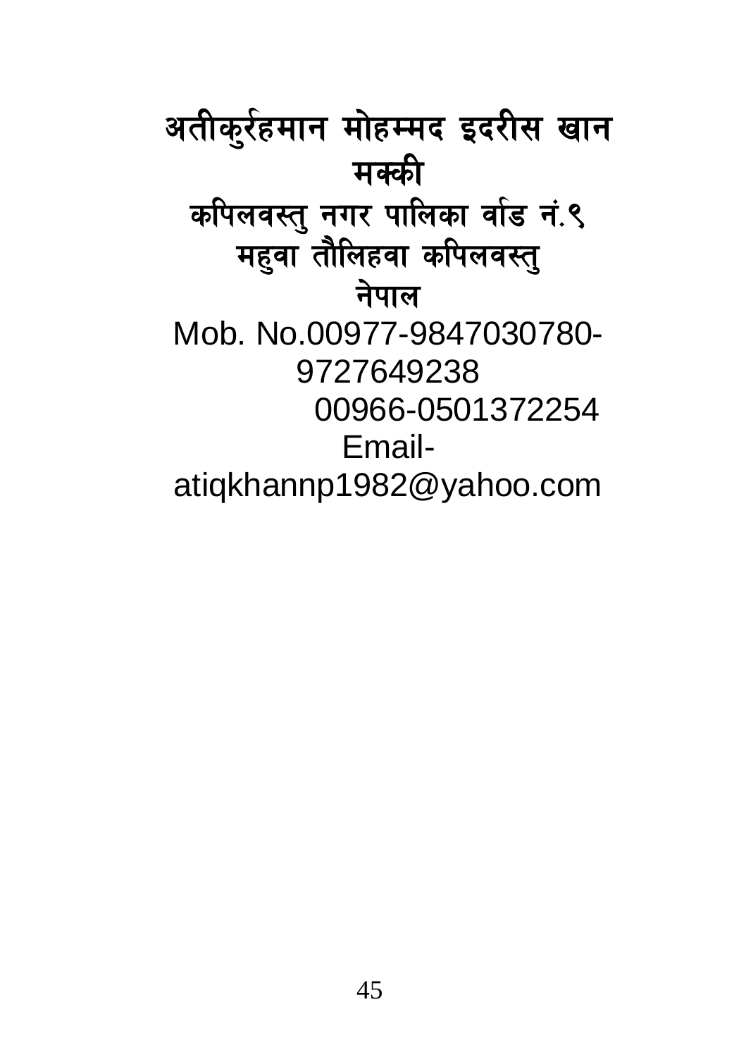**अतीकुर्रहमान मोहम्मद इदरीस खान मक्की**

**कपिलवस्तु नगर पालिका वाॅड नं.९**

**महुवा तौलिहवा कपिलवस्तु**

**नेपाल**

Mob. No.00977-9847030780-9727649238

00966-0501372254

Email-atiqkhannp1982@yahoo.com